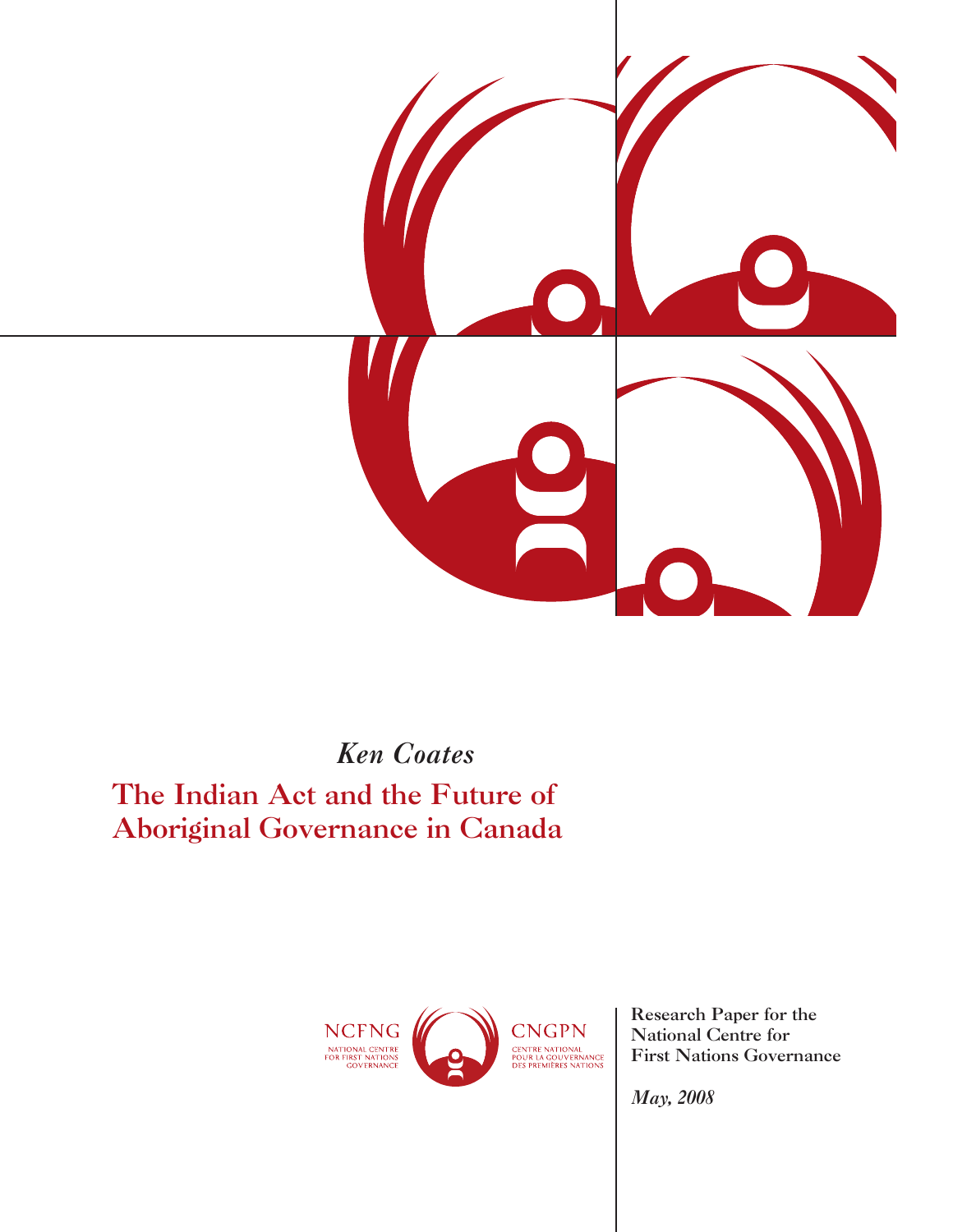*Ken Coates*

# The Indian Act and the Future of Aboriginal Governance in Canada

NCFNG
NATIONAL CENTRE FOR FIRST NATIONS GOVERNANCE

CNGPN
CENTRE NATIONAL POUR LA GOUVERNANCE DES PREMIÈRES NATIONS

Research Paper for the National Centre for First Nations Governance

*May, 2008*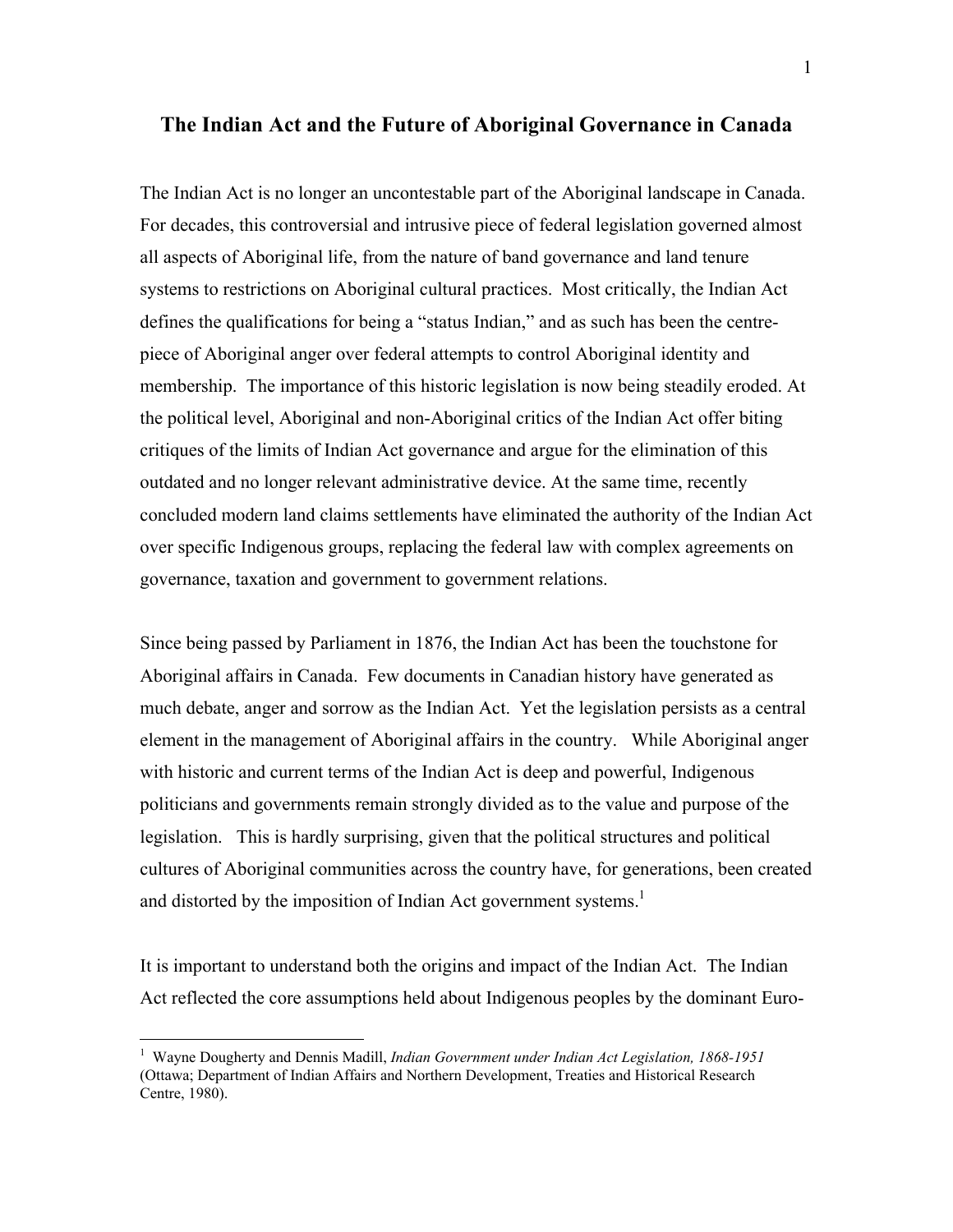# The Indian Act and the Future of Aboriginal Governance in Canada

The Indian Act is no longer an uncontestable part of the Aboriginal landscape in Canada. For decades, this controversial and intrusive piece of federal legislation governed almost all aspects of Aboriginal life, from the nature of band governance and land tenure systems to restrictions on Aboriginal cultural practices. Most critically, the Indian Act defines the qualifications for being a "status Indian," and as such has been the centre-piece of Aboriginal anger over federal attempts to control Aboriginal identity and membership. The importance of this historic legislation is now being steadily eroded. At the political level, Aboriginal and non-Aboriginal critics of the Indian Act offer biting critiques of the limits of Indian Act governance and argue for the elimination of this outdated and no longer relevant administrative device. At the same time, recently concluded modern land claims settlements have eliminated the authority of the Indian Act over specific Indigenous groups, replacing the federal law with complex agreements on governance, taxation and government to government relations.

Since being passed by Parliament in 1876, the Indian Act has been the touchstone for Aboriginal affairs in Canada. Few documents in Canadian history have generated as much debate, anger and sorrow as the Indian Act. Yet the legislation persists as a central element in the management of Aboriginal affairs in the country. While Aboriginal anger with historic and current terms of the Indian Act is deep and powerful, Indigenous politicians and governments remain strongly divided as to the value and purpose of the legislation. This is hardly surprising, given that the political structures and political cultures of Aboriginal communities across the country have, for generations, been created and distorted by the imposition of Indian Act government systems.[1]

It is important to understand both the origins and impact of the Indian Act. The Indian Act reflected the core assumptions held about Indigenous peoples by the dominant Euro-

[1] Wayne Dougherty and Dennis Madill, *Indian Government under Indian Act Legislation, 1868-1951* (Ottawa; Department of Indian Affairs and Northern Development, Treaties and Historical Research Centre, 1980).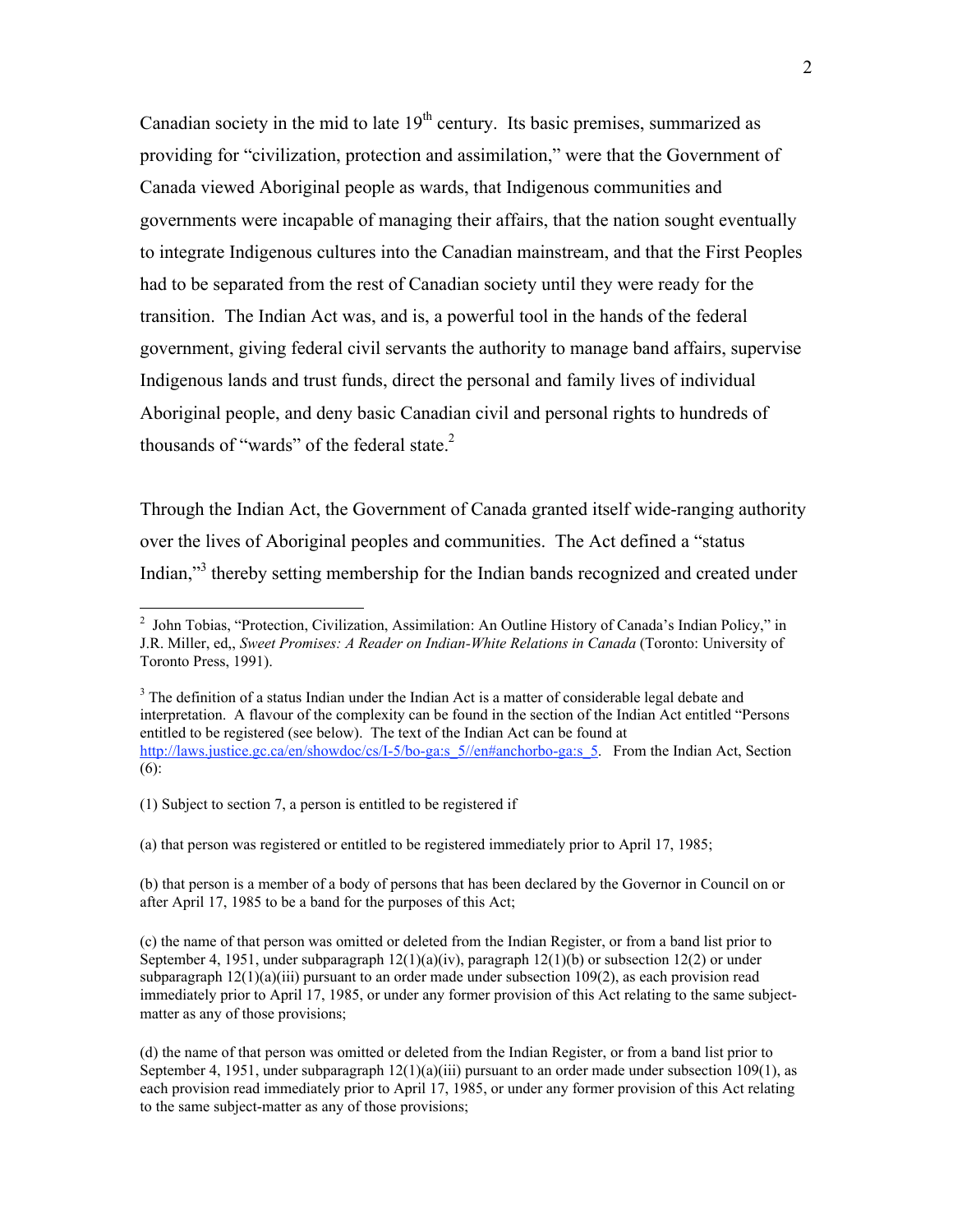Canadian society in the mid to late 19th century. Its basic premises, summarized as providing for "civilization, protection and assimilation," were that the Government of Canada viewed Aboriginal people as wards, that Indigenous communities and governments were incapable of managing their affairs, that the nation sought eventually to integrate Indigenous cultures into the Canadian mainstream, and that the First Peoples had to be separated from the rest of Canadian society until they were ready for the transition. The Indian Act was, and is, a powerful tool in the hands of the federal government, giving federal civil servants the authority to manage band affairs, supervise Indigenous lands and trust funds, direct the personal and family lives of individual Aboriginal people, and deny basic Canadian civil and personal rights to hundreds of thousands of "wards" of the federal state.[2]

Through the Indian Act, the Government of Canada granted itself wide-ranging authority over the lives of Aboriginal peoples and communities. The Act defined a "status Indian,"[3] thereby setting membership for the Indian bands recognized and created under

---

[2] John Tobias, "Protection, Civilization, Assimilation: An Outline History of Canada's Indian Policy," in J.R. Miller, ed,, *Sweet Promises: A Reader on Indian-White Relations in Canada* (Toronto: University of Toronto Press, 1991).

[3] The definition of a status Indian under the Indian Act is a matter of considerable legal debate and interpretation. A flavour of the complexity can be found in the section of the Indian Act entitled "Persons entitled to be registered (see below). The text of the Indian Act can be found at http://laws.justice.gc.ca/en/showdoc/cs/I-5/bo-ga:s_5//en#anchorbo-ga:s_5. From the Indian Act, Section (6):

(1) Subject to section 7, a person is entitled to be registered if

(a) that person was registered or entitled to be registered immediately prior to April 17, 1985;

(b) that person is a member of a body of persons that has been declared by the Governor in Council on or after April 17, 1985 to be a band for the purposes of this Act;

(c) the name of that person was omitted or deleted from the Indian Register, or from a band list prior to September 4, 1951, under subparagraph 12(1)(a)(iv), paragraph 12(1)(b) or subsection 12(2) or under subparagraph 12(1)(a)(iii) pursuant to an order made under subsection 109(2), as each provision read immediately prior to April 17, 1985, or under any former provision of this Act relating to the same subject-matter as any of those provisions;

(d) the name of that person was omitted or deleted from the Indian Register, or from a band list prior to September 4, 1951, under subparagraph 12(1)(a)(iii) pursuant to an order made under subsection 109(1), as each provision read immediately prior to April 17, 1985, or under any former provision of this Act relating to the same subject-matter as any of those provisions;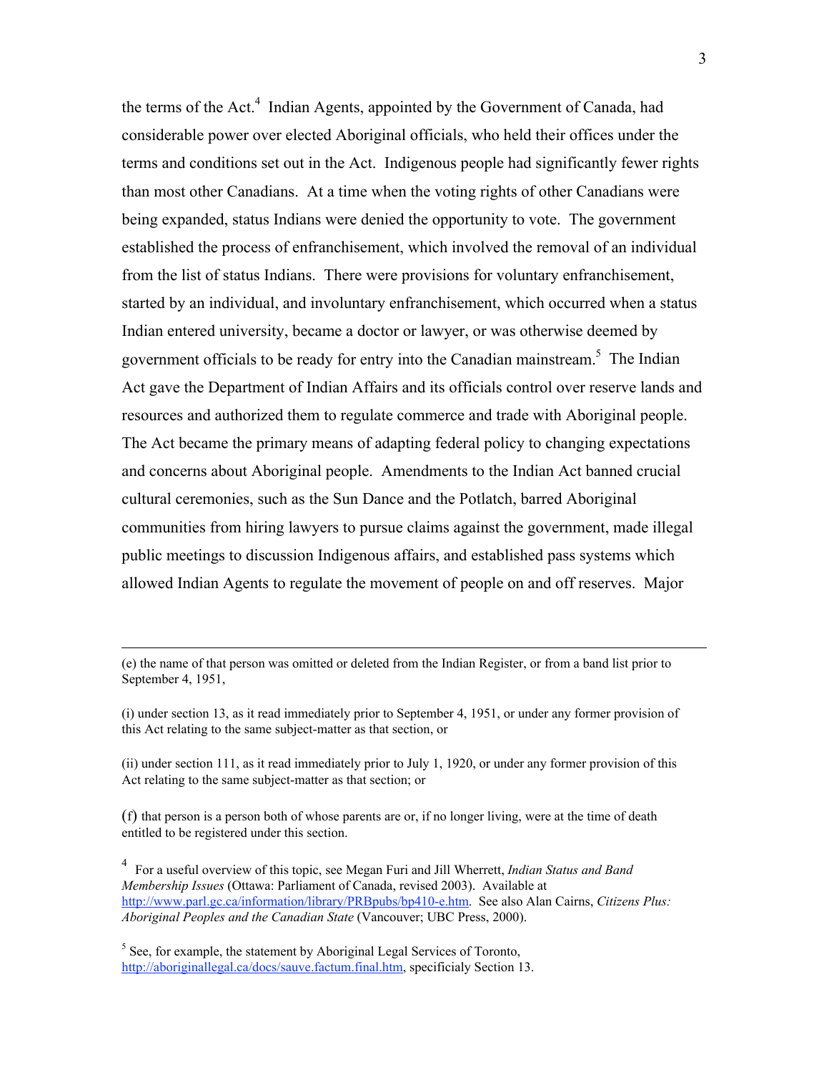the terms of the Act.[4] Indian Agents, appointed by the Government of Canada, had considerable power over elected Aboriginal officials, who held their offices under the terms and conditions set out in the Act. Indigenous people had significantly fewer rights than most other Canadians. At a time when the voting rights of other Canadians were being expanded, status Indians were denied the opportunity to vote. The government established the process of enfranchisement, which involved the removal of an individual from the list of status Indians. There were provisions for voluntary enfranchisement, started by an individual, and involuntary enfranchisement, which occurred when a status Indian entered university, became a doctor or lawyer, or was otherwise deemed by government officials to be ready for entry into the Canadian mainstream.[5] The Indian Act gave the Department of Indian Affairs and its officials control over reserve lands and resources and authorized them to regulate commerce and trade with Aboriginal people. The Act became the primary means of adapting federal policy to changing expectations and concerns about Aboriginal people. Amendments to the Indian Act banned crucial cultural ceremonies, such as the Sun Dance and the Potlatch, barred Aboriginal communities from hiring lawyers to pursue claims against the government, made illegal public meetings to discussion Indigenous affairs, and established pass systems which allowed Indian Agents to regulate the movement of people on and off reserves. Major

---

(e) the name of that person was omitted or deleted from the Indian Register, or from a band list prior to September 4, 1951,

(i) under section 13, as it read immediately prior to September 4, 1951, or under any former provision of this Act relating to the same subject-matter as that section, or

(ii) under section 111, as it read immediately prior to July 1, 1920, or under any former provision of this Act relating to the same subject-matter as that section; or

(f) that person is a person both of whose parents are or, if no longer living, were at the time of death entitled to be registered under this section.

[4] For a useful overview of this topic, see Megan Furi and Jill Wherrett, *Indian Status and Band Membership Issues* (Ottawa: Parliament of Canada, revised 2003). Available at http://www.parl.gc.ca/information/library/PRBpubs/bp410-e.htm. See also Alan Cairns, *Citizens Plus: Aboriginal Peoples and the Canadian State* (Vancouver; UBC Press, 2000).

[5] See, for example, the statement by Aboriginal Legal Services of Toronto, http://aboriginallegal.ca/docs/sauve.factum.final.htm, specificialy Section 13.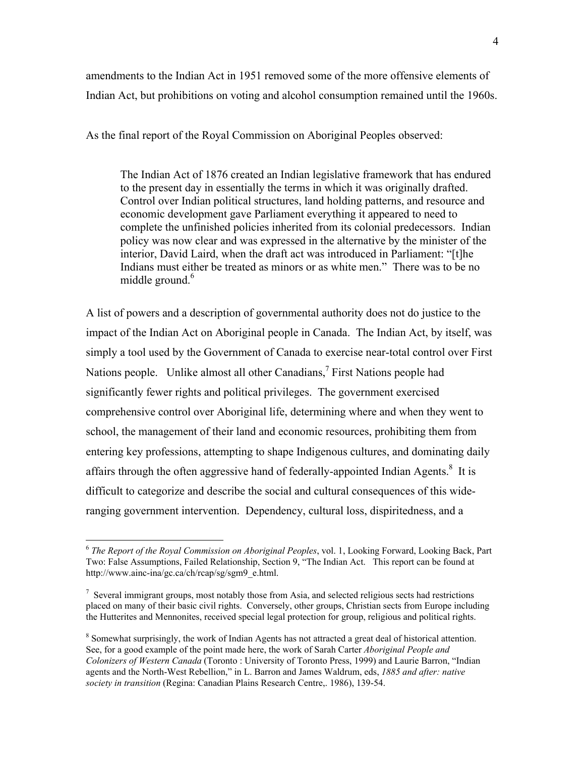amendments to the Indian Act in 1951 removed some of the more offensive elements of Indian Act, but prohibitions on voting and alcohol consumption remained until the 1960s.

As the final report of the Royal Commission on Aboriginal Peoples observed:

> The Indian Act of 1876 created an Indian legislative framework that has endured to the present day in essentially the terms in which it was originally drafted. Control over Indian political structures, land holding patterns, and resource and economic development gave Parliament everything it appeared to need to complete the unfinished policies inherited from its colonial predecessors. Indian policy was now clear and was expressed in the alternative by the minister of the interior, David Laird, when the draft act was introduced in Parliament: "[t]he Indians must either be treated as minors or as white men." There was to be no middle ground.[6]

A list of powers and a description of governmental authority does not do justice to the impact of the Indian Act on Aboriginal people in Canada. The Indian Act, by itself, was simply a tool used by the Government of Canada to exercise near-total control over First Nations people. Unlike almost all other Canadians,[7] First Nations people had significantly fewer rights and political privileges. The government exercised comprehensive control over Aboriginal life, determining where and when they went to school, the management of their land and economic resources, prohibiting them from entering key professions, attempting to shape Indigenous cultures, and dominating daily affairs through the often aggressive hand of federally-appointed Indian Agents.[8] It is difficult to categorize and describe the social and cultural consequences of this wide-ranging government intervention. Dependency, cultural loss, dispiritedness, and a

---

[6] *The Report of the Royal Commission on Aboriginal Peoples*, vol. 1, Looking Forward, Looking Back, Part Two: False Assumptions, Failed Relationship, Section 9, "The Indian Act. This report can be found at http://www.ainc-ina/gc.ca/ch/rcap/sg/sgm9_e.html.

[7] Several immigrant groups, most notably those from Asia, and selected religious sects had restrictions placed on many of their basic civil rights. Conversely, other groups, Christian sects from Europe including the Hutterites and Mennonites, received special legal protection for group, religious and political rights.

[8] Somewhat surprisingly, the work of Indian Agents has not attracted a great deal of historical attention. See, for a good example of the point made here, the work of Sarah Carter *Aboriginal People and Colonizers of Western Canada* (Toronto : University of Toronto Press, 1999) and Laurie Barron, "Indian agents and the North-West Rebellion," in L. Barron and James Waldrum, eds, *1885 and after: native society in transition* (Regina: Canadian Plains Research Centre,. 1986), 139-54.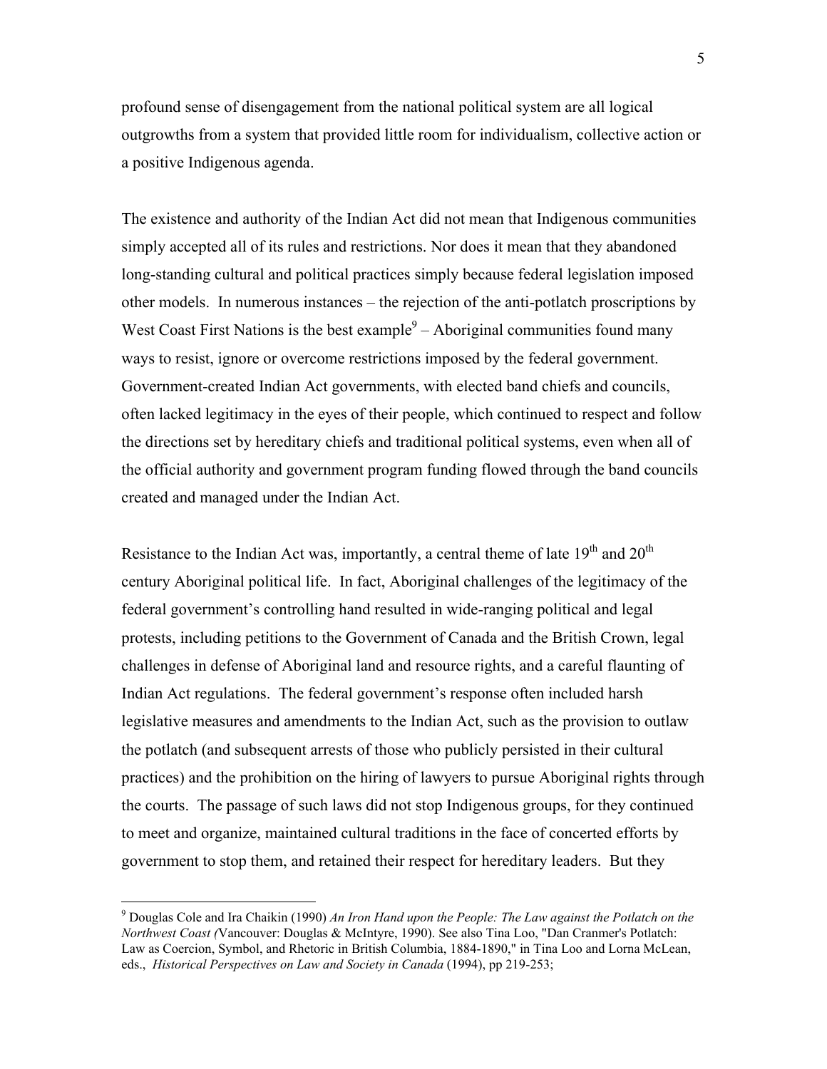profound sense of disengagement from the national political system are all logical outgrowths from a system that provided little room for individualism, collective action or a positive Indigenous agenda.

The existence and authority of the Indian Act did not mean that Indigenous communities simply accepted all of its rules and restrictions. Nor does it mean that they abandoned long-standing cultural and political practices simply because federal legislation imposed other models. In numerous instances – the rejection of the anti-potlatch proscriptions by West Coast First Nations is the best example[9] – Aboriginal communities found many ways to resist, ignore or overcome restrictions imposed by the federal government. Government-created Indian Act governments, with elected band chiefs and councils, often lacked legitimacy in the eyes of their people, which continued to respect and follow the directions set by hereditary chiefs and traditional political systems, even when all of the official authority and government program funding flowed through the band councils created and managed under the Indian Act.

Resistance to the Indian Act was, importantly, a central theme of late 19th and 20th century Aboriginal political life. In fact, Aboriginal challenges of the legitimacy of the federal government's controlling hand resulted in wide-ranging political and legal protests, including petitions to the Government of Canada and the British Crown, legal challenges in defense of Aboriginal land and resource rights, and a careful flaunting of Indian Act regulations. The federal government's response often included harsh legislative measures and amendments to the Indian Act, such as the provision to outlaw the potlatch (and subsequent arrests of those who publicly persisted in their cultural practices) and the prohibition on the hiring of lawyers to pursue Aboriginal rights through the courts. The passage of such laws did not stop Indigenous groups, for they continued to meet and organize, maintained cultural traditions in the face of concerted efforts by government to stop them, and retained their respect for hereditary leaders. But they

---

[9] Douglas Cole and Ira Chaikin (1990) *An Iron Hand upon the People: The Law against the Potlatch on the Northwest Coast (*Vancouver: Douglas & McIntyre, 1990). See also Tina Loo, "Dan Cranmer's Potlatch: Law as Coercion, Symbol, and Rhetoric in British Columbia, 1884-1890," in Tina Loo and Lorna McLean, eds., *Historical Perspectives on Law and Society in Canada* (1994), pp 219-253;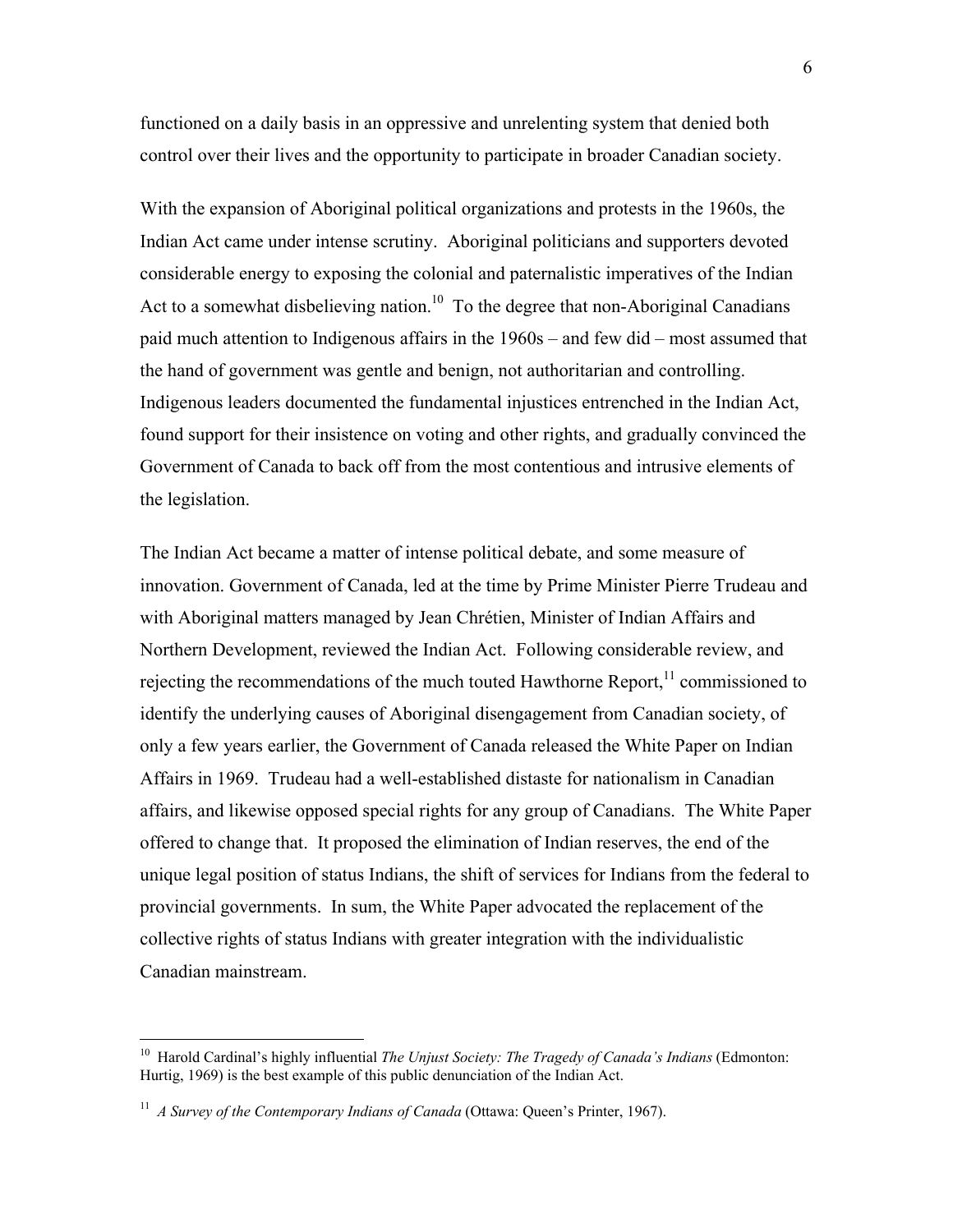functioned on a daily basis in an oppressive and unrelenting system that denied both control over their lives and the opportunity to participate in broader Canadian society.

With the expansion of Aboriginal political organizations and protests in the 1960s, the Indian Act came under intense scrutiny. Aboriginal politicians and supporters devoted considerable energy to exposing the colonial and paternalistic imperatives of the Indian Act to a somewhat disbelieving nation.[10] To the degree that non-Aboriginal Canadians paid much attention to Indigenous affairs in the 1960s – and few did – most assumed that the hand of government was gentle and benign, not authoritarian and controlling. Indigenous leaders documented the fundamental injustices entrenched in the Indian Act, found support for their insistence on voting and other rights, and gradually convinced the Government of Canada to back off from the most contentious and intrusive elements of the legislation.

The Indian Act became a matter of intense political debate, and some measure of innovation. Government of Canada, led at the time by Prime Minister Pierre Trudeau and with Aboriginal matters managed by Jean Chrétien, Minister of Indian Affairs and Northern Development, reviewed the Indian Act. Following considerable review, and rejecting the recommendations of the much touted Hawthorne Report,[11] commissioned to identify the underlying causes of Aboriginal disengagement from Canadian society, of only a few years earlier, the Government of Canada released the White Paper on Indian Affairs in 1969. Trudeau had a well-established distaste for nationalism in Canadian affairs, and likewise opposed special rights for any group of Canadians. The White Paper offered to change that. It proposed the elimination of Indian reserves, the end of the unique legal position of status Indians, the shift of services for Indians from the federal to provincial governments. In sum, the White Paper advocated the replacement of the collective rights of status Indians with greater integration with the individualistic Canadian mainstream.

---

[10] Harold Cardinal's highly influential *The Unjust Society: The Tragedy of Canada's Indians* (Edmonton: Hurtig, 1969) is the best example of this public denunciation of the Indian Act.

[11] *A Survey of the Contemporary Indians of Canada* (Ottawa: Queen's Printer, 1967).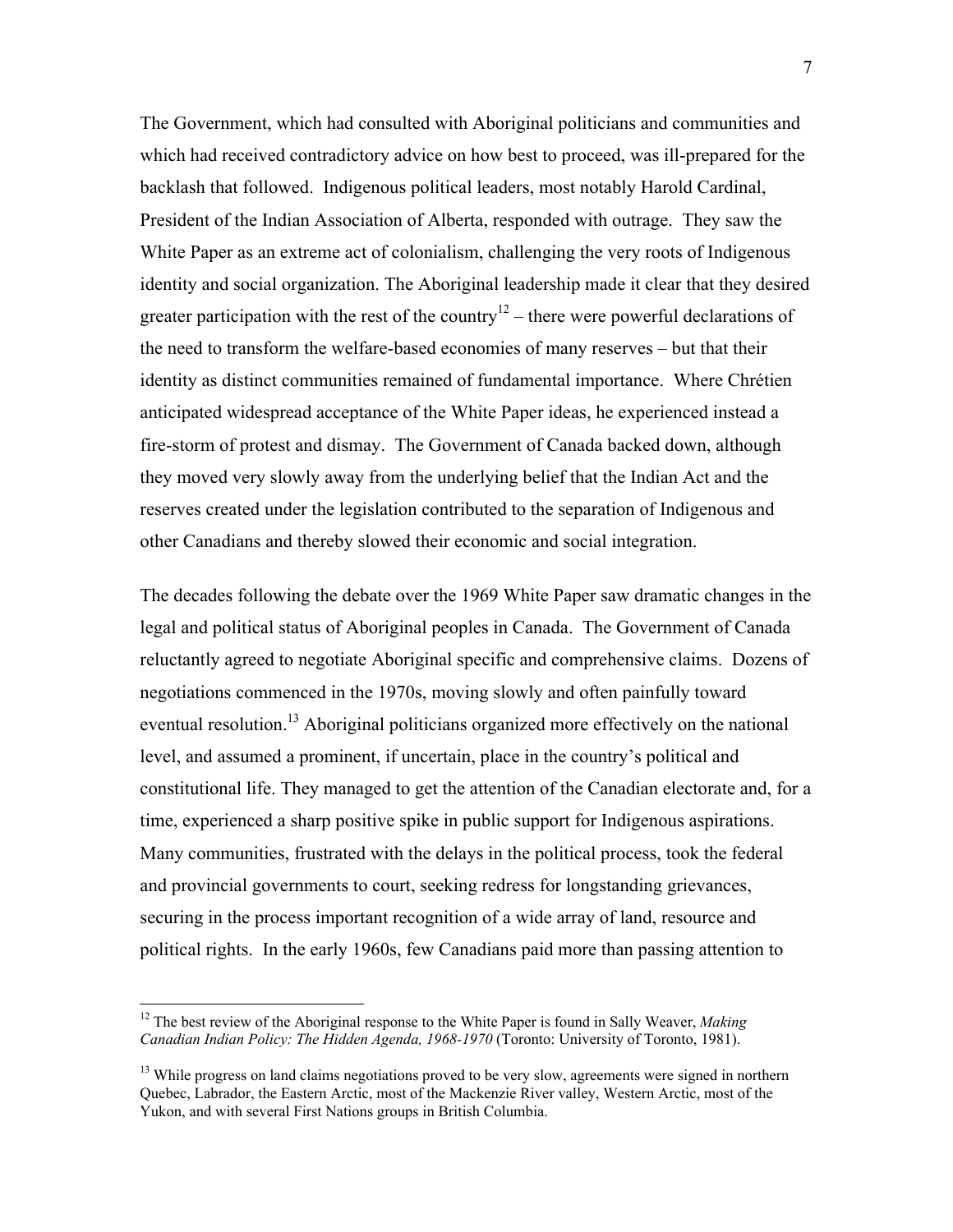The Government, which had consulted with Aboriginal politicians and communities and which had received contradictory advice on how best to proceed, was ill-prepared for the backlash that followed. Indigenous political leaders, most notably Harold Cardinal, President of the Indian Association of Alberta, responded with outrage. They saw the White Paper as an extreme act of colonialism, challenging the very roots of Indigenous identity and social organization. The Aboriginal leadership made it clear that they desired greater participation with the rest of the country[12] – there were powerful declarations of the need to transform the welfare-based economies of many reserves – but that their identity as distinct communities remained of fundamental importance. Where Chrétien anticipated widespread acceptance of the White Paper ideas, he experienced instead a fire-storm of protest and dismay. The Government of Canada backed down, although they moved very slowly away from the underlying belief that the Indian Act and the reserves created under the legislation contributed to the separation of Indigenous and other Canadians and thereby slowed their economic and social integration.

The decades following the debate over the 1969 White Paper saw dramatic changes in the legal and political status of Aboriginal peoples in Canada. The Government of Canada reluctantly agreed to negotiate Aboriginal specific and comprehensive claims. Dozens of negotiations commenced in the 1970s, moving slowly and often painfully toward eventual resolution.[13] Aboriginal politicians organized more effectively on the national level, and assumed a prominent, if uncertain, place in the country's political and constitutional life. They managed to get the attention of the Canadian electorate and, for a time, experienced a sharp positive spike in public support for Indigenous aspirations. Many communities, frustrated with the delays in the political process, took the federal and provincial governments to court, seeking redress for longstanding grievances, securing in the process important recognition of a wide array of land, resource and political rights. In the early 1960s, few Canadians paid more than passing attention to

---

[12] The best review of the Aboriginal response to the White Paper is found in Sally Weaver, *Making Canadian Indian Policy: The Hidden Agenda, 1968-1970* (Toronto: University of Toronto, 1981).

[13] While progress on land claims negotiations proved to be very slow, agreements were signed in northern Quebec, Labrador, the Eastern Arctic, most of the Mackenzie River valley, Western Arctic, most of the Yukon, and with several First Nations groups in British Columbia.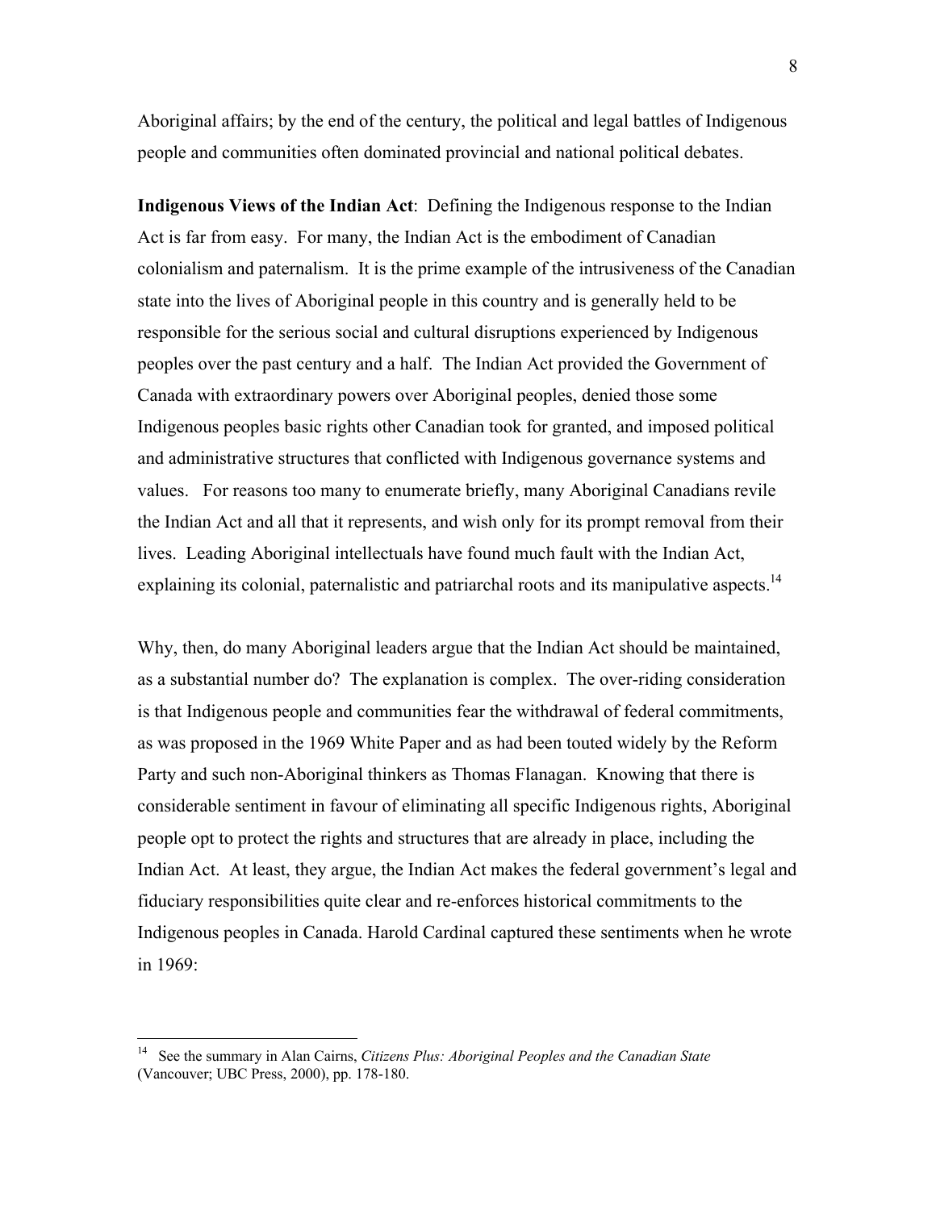Aboriginal affairs; by the end of the century, the political and legal battles of Indigenous people and communities often dominated provincial and national political debates.

**Indigenous Views of the Indian Act**: Defining the Indigenous response to the Indian Act is far from easy. For many, the Indian Act is the embodiment of Canadian colonialism and paternalism. It is the prime example of the intrusiveness of the Canadian state into the lives of Aboriginal people in this country and is generally held to be responsible for the serious social and cultural disruptions experienced by Indigenous peoples over the past century and a half. The Indian Act provided the Government of Canada with extraordinary powers over Aboriginal peoples, denied those some Indigenous peoples basic rights other Canadian took for granted, and imposed political and administrative structures that conflicted with Indigenous governance systems and values. For reasons too many to enumerate briefly, many Aboriginal Canadians revile the Indian Act and all that it represents, and wish only for its prompt removal from their lives. Leading Aboriginal intellectuals have found much fault with the Indian Act, explaining its colonial, paternalistic and patriarchal roots and its manipulative aspects.[14]

Why, then, do many Aboriginal leaders argue that the Indian Act should be maintained, as a substantial number do? The explanation is complex. The over-riding consideration is that Indigenous people and communities fear the withdrawal of federal commitments, as was proposed in the 1969 White Paper and as had been touted widely by the Reform Party and such non-Aboriginal thinkers as Thomas Flanagan. Knowing that there is considerable sentiment in favour of eliminating all specific Indigenous rights, Aboriginal people opt to protect the rights and structures that are already in place, including the Indian Act. At least, they argue, the Indian Act makes the federal government's legal and fiduciary responsibilities quite clear and re-enforces historical commitments to the Indigenous peoples in Canada. Harold Cardinal captured these sentiments when he wrote in 1969:

---

[14] See the summary in Alan Cairns, *Citizens Plus: Aboriginal Peoples and the Canadian State* (Vancouver; UBC Press, 2000), pp. 178-180.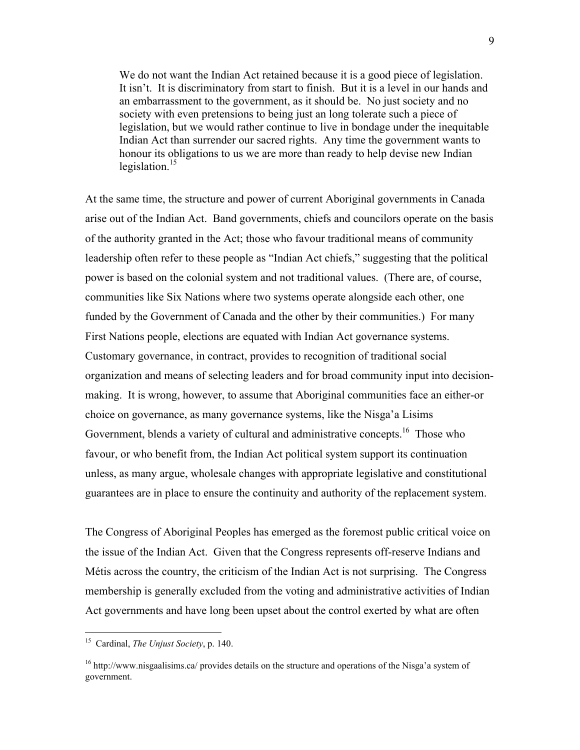> We do not want the Indian Act retained because it is a good piece of legislation. It isn't. It is discriminatory from start to finish. But it is a level in our hands and an embarrassment to the government, as it should be. No just society and no society with even pretensions to being just an long tolerate such a piece of legislation, but we would rather continue to live in bondage under the inequitable Indian Act than surrender our sacred rights. Any time the government wants to honour its obligations to us we are more than ready to help devise new Indian legislation.[15]

At the same time, the structure and power of current Aboriginal governments in Canada arise out of the Indian Act. Band governments, chiefs and councilors operate on the basis of the authority granted in the Act; those who favour traditional means of community leadership often refer to these people as "Indian Act chiefs," suggesting that the political power is based on the colonial system and not traditional values. (There are, of course, communities like Six Nations where two systems operate alongside each other, one funded by the Government of Canada and the other by their communities.) For many First Nations people, elections are equated with Indian Act governance systems. Customary governance, in contract, provides to recognition of traditional social organization and means of selecting leaders and for broad community input into decision-making. It is wrong, however, to assume that Aboriginal communities face an either-or choice on governance, as many governance systems, like the Nisga'a Lisims Government, blends a variety of cultural and administrative concepts.[16] Those who favour, or who benefit from, the Indian Act political system support its continuation unless, as many argue, wholesale changes with appropriate legislative and constitutional guarantees are in place to ensure the continuity and authority of the replacement system.

The Congress of Aboriginal Peoples has emerged as the foremost public critical voice on the issue of the Indian Act. Given that the Congress represents off-reserve Indians and Métis across the country, the criticism of the Indian Act is not surprising. The Congress membership is generally excluded from the voting and administrative activities of Indian Act governments and have long been upset about the control exerted by what are often

---

[15] Cardinal, *The Unjust Society*, p. 140.

[16] http://www.nisgaalisims.ca/ provides details on the structure and operations of the Nisga'a system of government.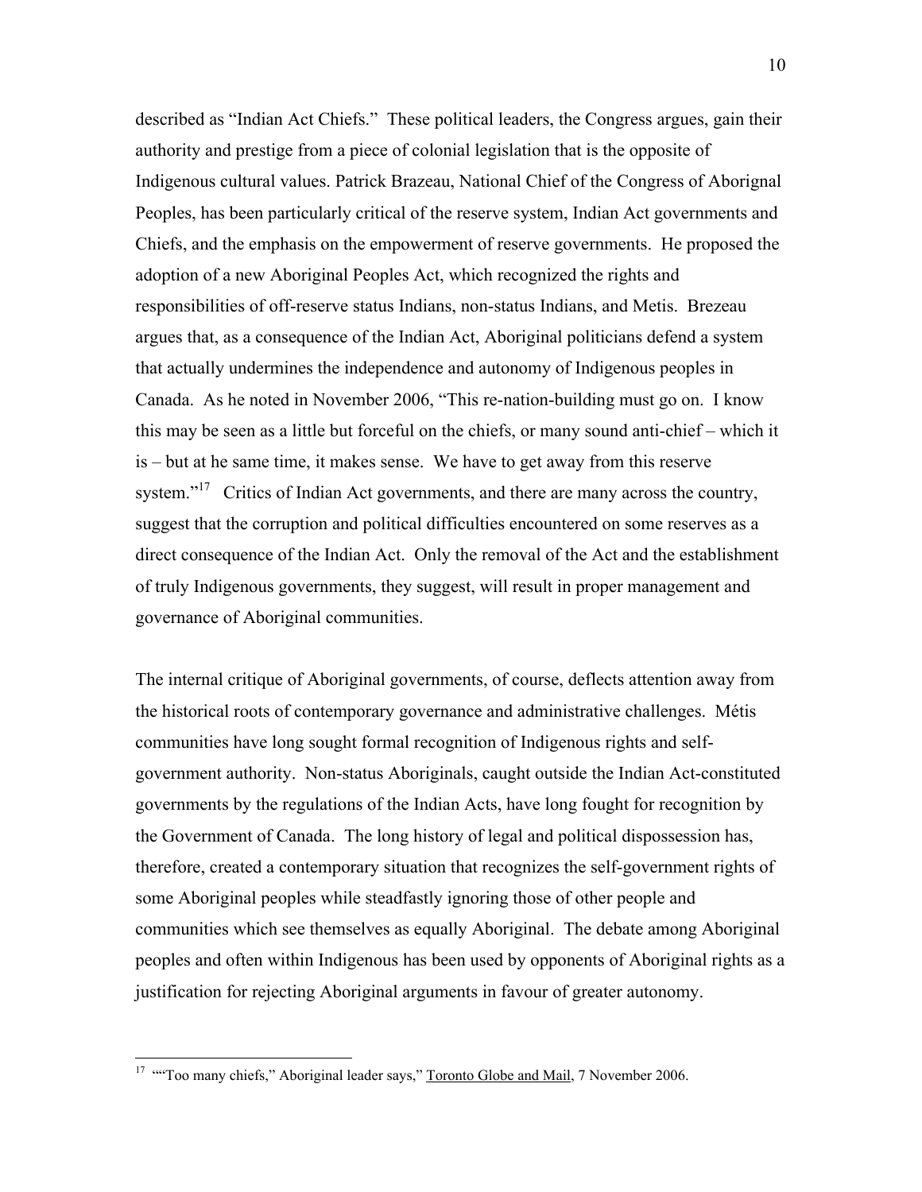described as "Indian Act Chiefs." These political leaders, the Congress argues, gain their authority and prestige from a piece of colonial legislation that is the opposite of Indigenous cultural values. Patrick Brazeau, National Chief of the Congress of Aborignal Peoples, has been particularly critical of the reserve system, Indian Act governments and Chiefs, and the emphasis on the empowerment of reserve governments. He proposed the adoption of a new Aboriginal Peoples Act, which recognized the rights and responsibilities of off-reserve status Indians, non-status Indians, and Metis. Brezeau argues that, as a consequence of the Indian Act, Aboriginal politicians defend a system that actually undermines the independence and autonomy of Indigenous peoples in Canada. As he noted in November 2006, "This re-nation-building must go on. I know this may be seen as a little but forceful on the chiefs, or many sound anti-chief – which it is – but at he same time, it makes sense. We have to get away from this reserve system."[17] Critics of Indian Act governments, and there are many across the country, suggest that the corruption and political difficulties encountered on some reserves as a direct consequence of the Indian Act. Only the removal of the Act and the establishment of truly Indigenous governments, they suggest, will result in proper management and governance of Aboriginal communities.

The internal critique of Aboriginal governments, of course, deflects attention away from the historical roots of contemporary governance and administrative challenges. Métis communities have long sought formal recognition of Indigenous rights and self-government authority. Non-status Aboriginals, caught outside the Indian Act-constituted governments by the regulations of the Indian Acts, have long fought for recognition by the Government of Canada. The long history of legal and political dispossession has, therefore, created a contemporary situation that recognizes the self-government rights of some Aboriginal peoples while steadfastly ignoring those of other people and communities which see themselves as equally Aboriginal. The debate among Aboriginal peoples and often within Indigenous has been used by opponents of Aboriginal rights as a justification for rejecting Aboriginal arguments in favour of greater autonomy.

---

[17] ""Too many chiefs," Aboriginal leader says," Toronto Globe and Mail, 7 November 2006.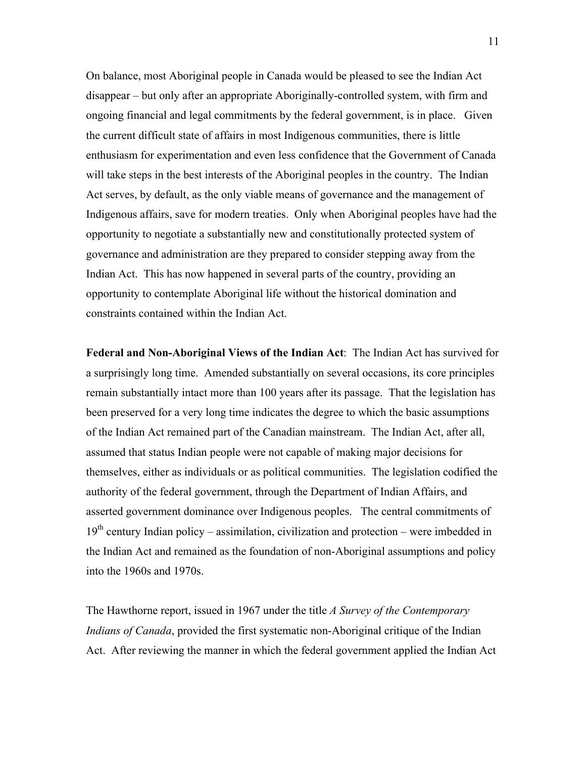On balance, most Aboriginal people in Canada would be pleased to see the Indian Act disappear – but only after an appropriate Aboriginally-controlled system, with firm and ongoing financial and legal commitments by the federal government, is in place. Given the current difficult state of affairs in most Indigenous communities, there is little enthusiasm for experimentation and even less confidence that the Government of Canada will take steps in the best interests of the Aboriginal peoples in the country. The Indian Act serves, by default, as the only viable means of governance and the management of Indigenous affairs, save for modern treaties. Only when Aboriginal peoples have had the opportunity to negotiate a substantially new and constitutionally protected system of governance and administration are they prepared to consider stepping away from the Indian Act. This has now happened in several parts of the country, providing an opportunity to contemplate Aboriginal life without the historical domination and constraints contained within the Indian Act.

**Federal and Non-Aboriginal Views of the Indian Act**: The Indian Act has survived for a surprisingly long time. Amended substantially on several occasions, its core principles remain substantially intact more than 100 years after its passage. That the legislation has been preserved for a very long time indicates the degree to which the basic assumptions of the Indian Act remained part of the Canadian mainstream. The Indian Act, after all, assumed that status Indian people were not capable of making major decisions for themselves, either as individuals or as political communities. The legislation codified the authority of the federal government, through the Department of Indian Affairs, and asserted government dominance over Indigenous peoples. The central commitments of 19th century Indian policy – assimilation, civilization and protection – were imbedded in the Indian Act and remained as the foundation of non-Aboriginal assumptions and policy into the 1960s and 1970s.

The Hawthorne report, issued in 1967 under the title *A Survey of the Contemporary Indians of Canada*, provided the first systematic non-Aboriginal critique of the Indian Act. After reviewing the manner in which the federal government applied the Indian Act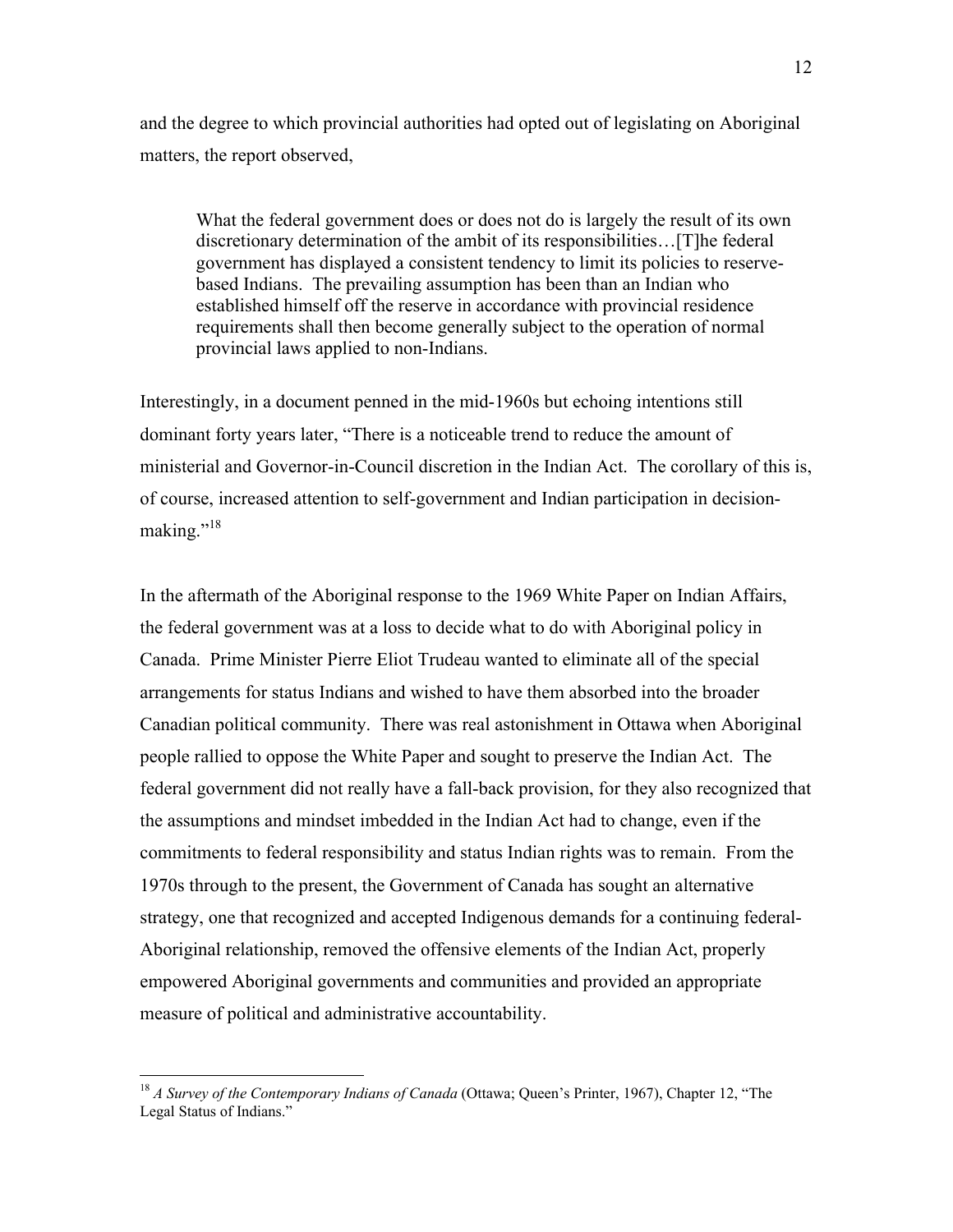and the degree to which provincial authorities had opted out of legislating on Aboriginal matters, the report observed,

> What the federal government does or does not do is largely the result of its own discretionary determination of the ambit of its responsibilities…[T]he federal government has displayed a consistent tendency to limit its policies to reserve-based Indians. The prevailing assumption has been than an Indian who established himself off the reserve in accordance with provincial residence requirements shall then become generally subject to the operation of normal provincial laws applied to non-Indians.

Interestingly, in a document penned in the mid-1960s but echoing intentions still dominant forty years later, "There is a noticeable trend to reduce the amount of ministerial and Governor-in-Council discretion in the Indian Act. The corollary of this is, of course, increased attention to self-government and Indian participation in decision-making."[18]

In the aftermath of the Aboriginal response to the 1969 White Paper on Indian Affairs, the federal government was at a loss to decide what to do with Aboriginal policy in Canada. Prime Minister Pierre Eliot Trudeau wanted to eliminate all of the special arrangements for status Indians and wished to have them absorbed into the broader Canadian political community. There was real astonishment in Ottawa when Aboriginal people rallied to oppose the White Paper and sought to preserve the Indian Act. The federal government did not really have a fall-back provision, for they also recognized that the assumptions and mindset imbedded in the Indian Act had to change, even if the commitments to federal responsibility and status Indian rights was to remain. From the 1970s through to the present, the Government of Canada has sought an alternative strategy, one that recognized and accepted Indigenous demands for a continuing federal-Aboriginal relationship, removed the offensive elements of the Indian Act, properly empowered Aboriginal governments and communities and provided an appropriate measure of political and administrative accountability.

---

[18] *A Survey of the Contemporary Indians of Canada* (Ottawa; Queen's Printer, 1967), Chapter 12, "The Legal Status of Indians."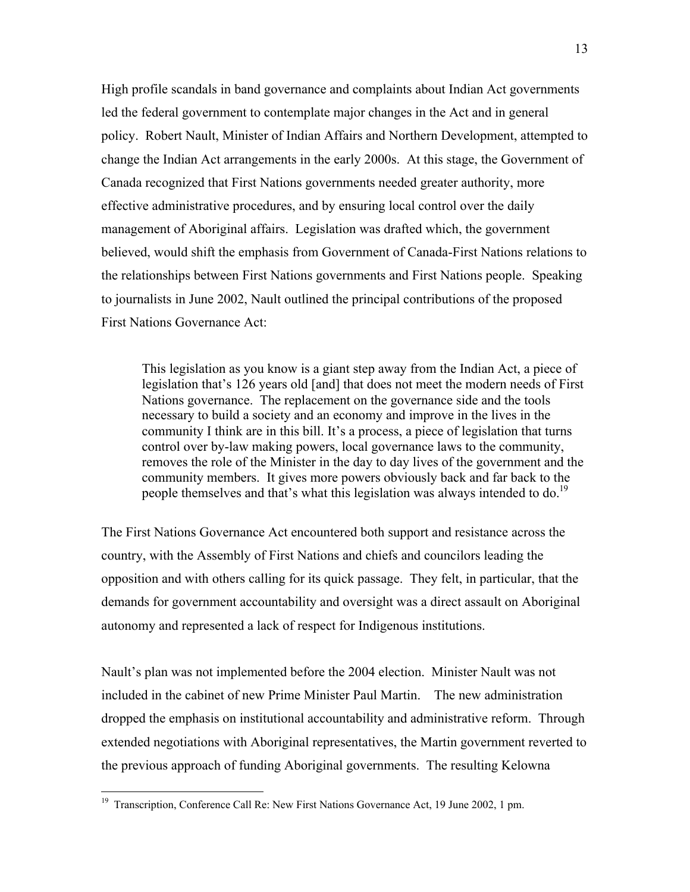High profile scandals in band governance and complaints about Indian Act governments led the federal government to contemplate major changes in the Act and in general policy. Robert Nault, Minister of Indian Affairs and Northern Development, attempted to change the Indian Act arrangements in the early 2000s. At this stage, the Government of Canada recognized that First Nations governments needed greater authority, more effective administrative procedures, and by ensuring local control over the daily management of Aboriginal affairs. Legislation was drafted which, the government believed, would shift the emphasis from Government of Canada-First Nations relations to the relationships between First Nations governments and First Nations people. Speaking to journalists in June 2002, Nault outlined the principal contributions of the proposed First Nations Governance Act:

> This legislation as you know is a giant step away from the Indian Act, a piece of legislation that's 126 years old [and] that does not meet the modern needs of First Nations governance. The replacement on the governance side and the tools necessary to build a society and an economy and improve in the lives in the community I think are in this bill. It's a process, a piece of legislation that turns control over by-law making powers, local governance laws to the community, removes the role of the Minister in the day to day lives of the government and the community members. It gives more powers obviously back and far back to the people themselves and that's what this legislation was always intended to do.[19]

The First Nations Governance Act encountered both support and resistance across the country, with the Assembly of First Nations and chiefs and councilors leading the opposition and with others calling for its quick passage. They felt, in particular, that the demands for government accountability and oversight was a direct assault on Aboriginal autonomy and represented a lack of respect for Indigenous institutions.

Nault's plan was not implemented before the 2004 election. Minister Nault was not included in the cabinet of new Prime Minister Paul Martin. The new administration dropped the emphasis on institutional accountability and administrative reform. Through extended negotiations with Aboriginal representatives, the Martin government reverted to the previous approach of funding Aboriginal governments. The resulting Kelowna

---

[19] Transcription, Conference Call Re: New First Nations Governance Act, 19 June 2002, 1 pm.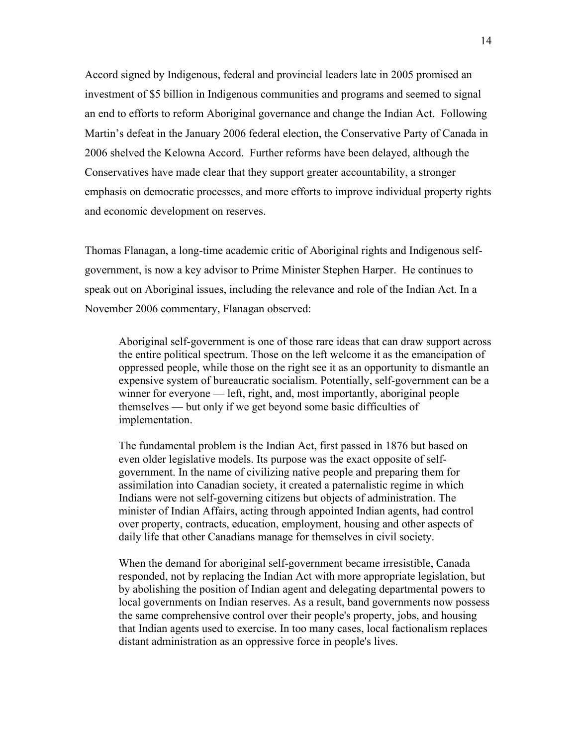Accord signed by Indigenous, federal and provincial leaders late in 2005 promised an investment of $5 billion in Indigenous communities and programs and seemed to signal an end to efforts to reform Aboriginal governance and change the Indian Act. Following Martin's defeat in the January 2006 federal election, the Conservative Party of Canada in 2006 shelved the Kelowna Accord. Further reforms have been delayed, although the Conservatives have made clear that they support greater accountability, a stronger emphasis on democratic processes, and more efforts to improve individual property rights and economic development on reserves.

Thomas Flanagan, a long-time academic critic of Aboriginal rights and Indigenous self-government, is now a key advisor to Prime Minister Stephen Harper. He continues to speak out on Aboriginal issues, including the relevance and role of the Indian Act. In a November 2006 commentary, Flanagan observed:

> Aboriginal self-government is one of those rare ideas that can draw support across the entire political spectrum. Those on the left welcome it as the emancipation of oppressed people, while those on the right see it as an opportunity to dismantle an expensive system of bureaucratic socialism. Potentially, self-government can be a winner for everyone — left, right, and, most importantly, aboriginal people themselves — but only if we get beyond some basic difficulties of implementation.
>
> The fundamental problem is the Indian Act, first passed in 1876 but based on even older legislative models. Its purpose was the exact opposite of self-government. In the name of civilizing native people and preparing them for assimilation into Canadian society, it created a paternalistic regime in which Indians were not self-governing citizens but objects of administration. The minister of Indian Affairs, acting through appointed Indian agents, had control over property, contracts, education, employment, housing and other aspects of daily life that other Canadians manage for themselves in civil society.
>
> When the demand for aboriginal self-government became irresistible, Canada responded, not by replacing the Indian Act with more appropriate legislation, but by abolishing the position of Indian agent and delegating departmental powers to local governments on Indian reserves. As a result, band governments now possess the same comprehensive control over their people's property, jobs, and housing that Indian agents used to exercise. In too many cases, local factionalism replaces distant administration as an oppressive force in people's lives.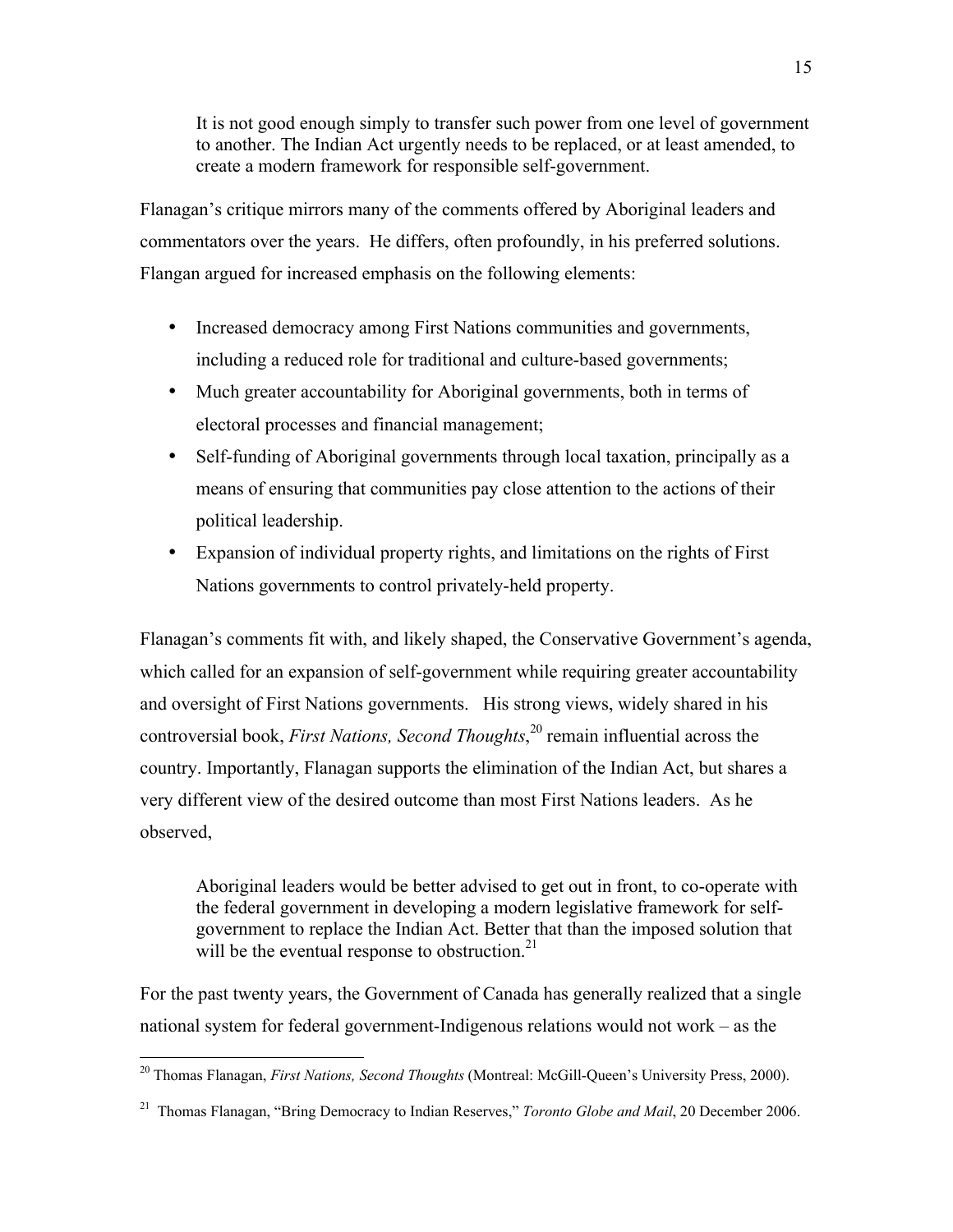> It is not good enough simply to transfer such power from one level of government to another. The Indian Act urgently needs to be replaced, or at least amended, to create a modern framework for responsible self-government.

Flanagan's critique mirrors many of the comments offered by Aboriginal leaders and commentators over the years. He differs, often profoundly, in his preferred solutions. Flangan argued for increased emphasis on the following elements:

- Increased democracy among First Nations communities and governments, including a reduced role for traditional and culture-based governments;
- Much greater accountability for Aboriginal governments, both in terms of electoral processes and financial management;
- Self-funding of Aboriginal governments through local taxation, principally as a means of ensuring that communities pay close attention to the actions of their political leadership.
- Expansion of individual property rights, and limitations on the rights of First Nations governments to control privately-held property.

Flanagan's comments fit with, and likely shaped, the Conservative Government's agenda, which called for an expansion of self-government while requiring greater accountability and oversight of First Nations governments. His strong views, widely shared in his controversial book, *First Nations, Second Thoughts*,[20] remain influential across the country. Importantly, Flanagan supports the elimination of the Indian Act, but shares a very different view of the desired outcome than most First Nations leaders. As he observed,

> Aboriginal leaders would be better advised to get out in front, to co-operate with the federal government in developing a modern legislative framework for self-government to replace the Indian Act. Better that than the imposed solution that will be the eventual response to obstruction.[21]

For the past twenty years, the Government of Canada has generally realized that a single national system for federal government-Indigenous relations would not work – as the

[20] Thomas Flanagan, *First Nations, Second Thoughts* (Montreal: McGill-Queen's University Press, 2000).

[21] Thomas Flanagan, "Bring Democracy to Indian Reserves," *Toronto Globe and Mail*, 20 December 2006.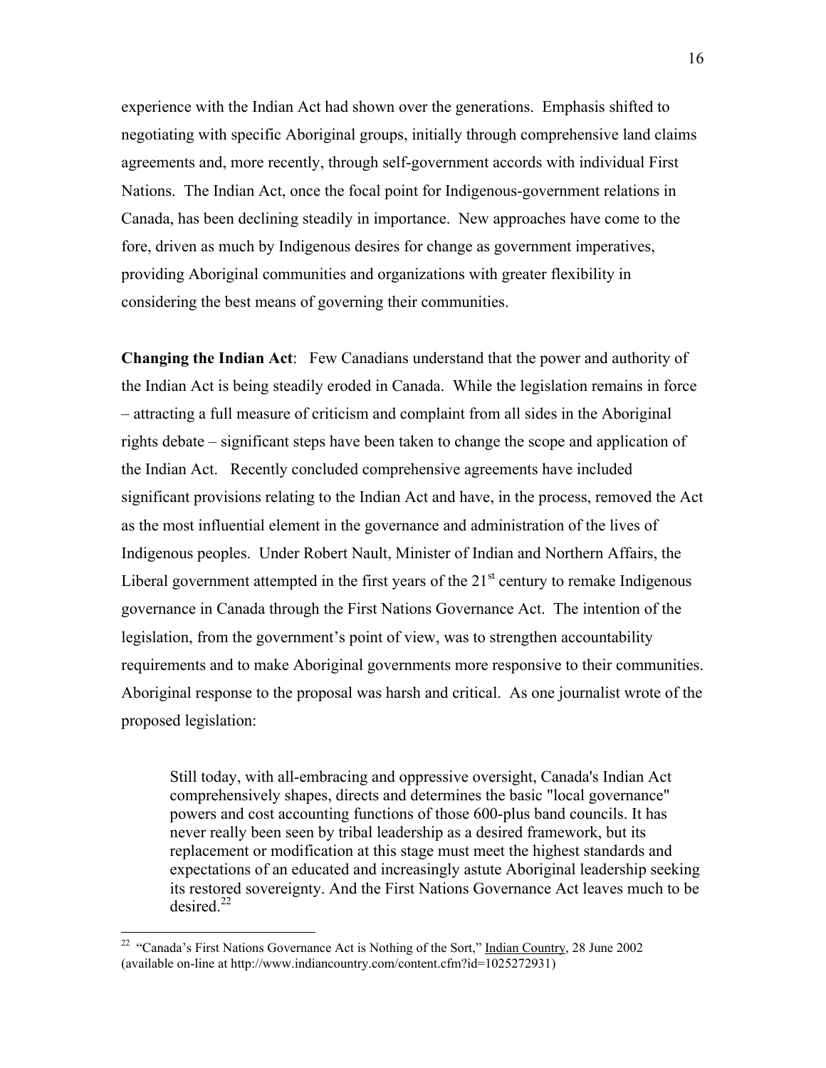experience with the Indian Act had shown over the generations. Emphasis shifted to negotiating with specific Aboriginal groups, initially through comprehensive land claims agreements and, more recently, through self-government accords with individual First Nations. The Indian Act, once the focal point for Indigenous-government relations in Canada, has been declining steadily in importance. New approaches have come to the fore, driven as much by Indigenous desires for change as government imperatives, providing Aboriginal communities and organizations with greater flexibility in considering the best means of governing their communities.

**Changing the Indian Act**: Few Canadians understand that the power and authority of the Indian Act is being steadily eroded in Canada. While the legislation remains in force – attracting a full measure of criticism and complaint from all sides in the Aboriginal rights debate – significant steps have been taken to change the scope and application of the Indian Act. Recently concluded comprehensive agreements have included significant provisions relating to the Indian Act and have, in the process, removed the Act as the most influential element in the governance and administration of the lives of Indigenous peoples. Under Robert Nault, Minister of Indian and Northern Affairs, the Liberal government attempted in the first years of the 21st century to remake Indigenous governance in Canada through the First Nations Governance Act. The intention of the legislation, from the government's point of view, was to strengthen accountability requirements and to make Aboriginal governments more responsive to their communities. Aboriginal response to the proposal was harsh and critical. As one journalist wrote of the proposed legislation:

> Still today, with all-embracing and oppressive oversight, Canada's Indian Act comprehensively shapes, directs and determines the basic "local governance" powers and cost accounting functions of those 600-plus band councils. It has never really been seen by tribal leadership as a desired framework, but its replacement or modification at this stage must meet the highest standards and expectations of an educated and increasingly astute Aboriginal leadership seeking its restored sovereignty. And the First Nations Governance Act leaves much to be desired.[22]

[22] "Canada's First Nations Governance Act is Nothing of the Sort," Indian Country, 28 June 2002 (available on-line at http://www.indiancountry.com/content.cfm?id=1025272931)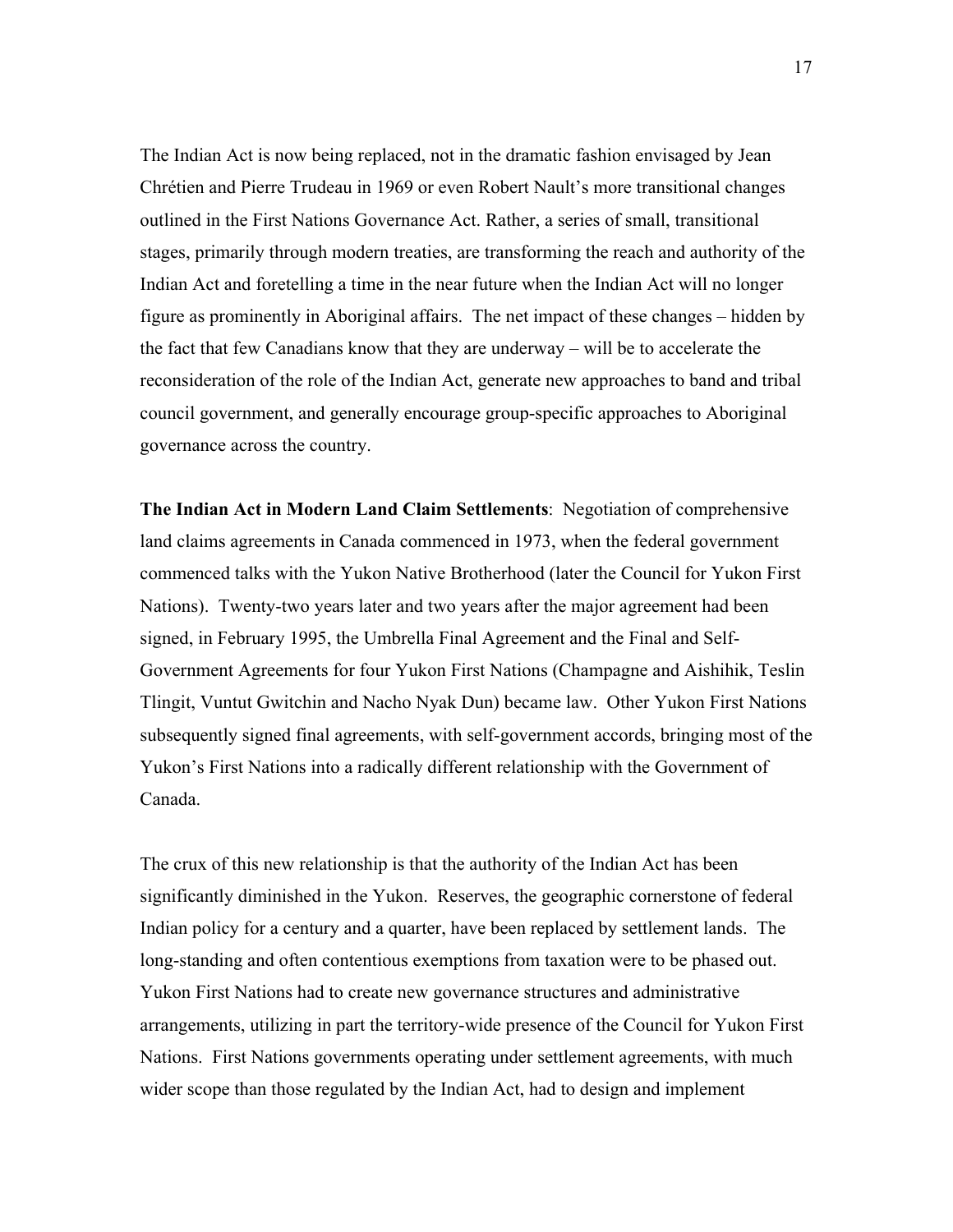The Indian Act is now being replaced, not in the dramatic fashion envisaged by Jean Chrétien and Pierre Trudeau in 1969 or even Robert Nault's more transitional changes outlined in the First Nations Governance Act. Rather, a series of small, transitional stages, primarily through modern treaties, are transforming the reach and authority of the Indian Act and foretelling a time in the near future when the Indian Act will no longer figure as prominently in Aboriginal affairs. The net impact of these changes – hidden by the fact that few Canadians know that they are underway – will be to accelerate the reconsideration of the role of the Indian Act, generate new approaches to band and tribal council government, and generally encourage group-specific approaches to Aboriginal governance across the country.

**The Indian Act in Modern Land Claim Settlements**: Negotiation of comprehensive land claims agreements in Canada commenced in 1973, when the federal government commenced talks with the Yukon Native Brotherhood (later the Council for Yukon First Nations). Twenty-two years later and two years after the major agreement had been signed, in February 1995, the Umbrella Final Agreement and the Final and Self-Government Agreements for four Yukon First Nations (Champagne and Aishihik, Teslin Tlingit, Vuntut Gwitchin and Nacho Nyak Dun) became law. Other Yukon First Nations subsequently signed final agreements, with self-government accords, bringing most of the Yukon's First Nations into a radically different relationship with the Government of Canada.

The crux of this new relationship is that the authority of the Indian Act has been significantly diminished in the Yukon. Reserves, the geographic cornerstone of federal Indian policy for a century and a quarter, have been replaced by settlement lands. The long-standing and often contentious exemptions from taxation were to be phased out. Yukon First Nations had to create new governance structures and administrative arrangements, utilizing in part the territory-wide presence of the Council for Yukon First Nations. First Nations governments operating under settlement agreements, with much wider scope than those regulated by the Indian Act, had to design and implement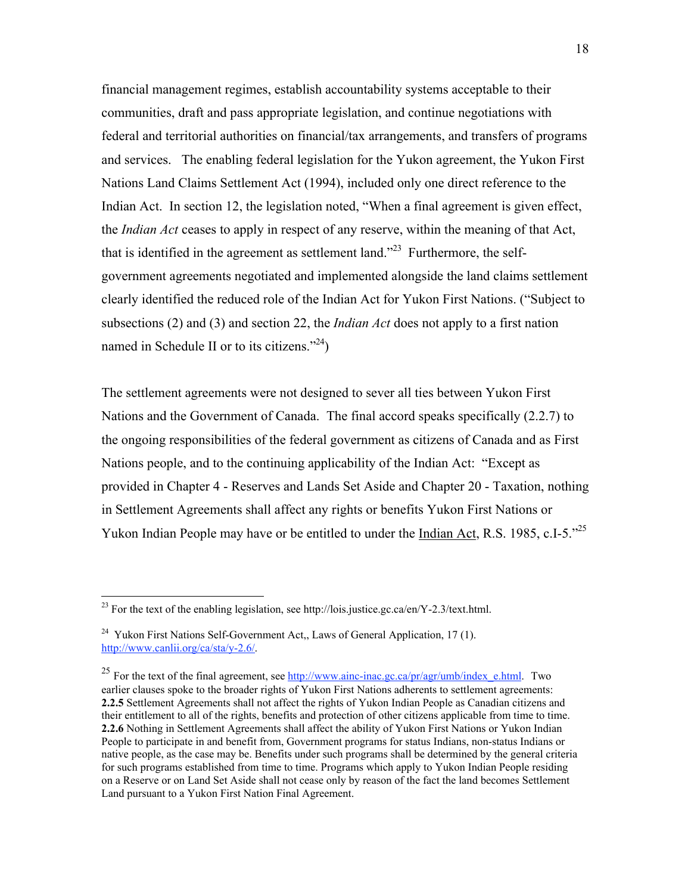financial management regimes, establish accountability systems acceptable to their communities, draft and pass appropriate legislation, and continue negotiations with federal and territorial authorities on financial/tax arrangements, and transfers of programs and services. The enabling federal legislation for the Yukon agreement, the Yukon First Nations Land Claims Settlement Act (1994), included only one direct reference to the Indian Act. In section 12, the legislation noted, "When a final agreement is given effect, the *Indian Act* ceases to apply in respect of any reserve, within the meaning of that Act, that is identified in the agreement as settlement land."[23] Furthermore, the self-government agreements negotiated and implemented alongside the land claims settlement clearly identified the reduced role of the Indian Act for Yukon First Nations. ("Subject to subsections (2) and (3) and section 22, the *Indian Act* does not apply to a first nation named in Schedule II or to its citizens."[24])

The settlement agreements were not designed to sever all ties between Yukon First Nations and the Government of Canada. The final accord speaks specifically (2.2.7) to the ongoing responsibilities of the federal government as citizens of Canada and as First Nations people, and to the continuing applicability of the Indian Act: "Except as provided in Chapter 4 - Reserves and Lands Set Aside and Chapter 20 - Taxation, nothing in Settlement Agreements shall affect any rights or benefits Yukon First Nations or Yukon Indian People may have or be entitled to under the Indian Act, R.S. 1985, c.I-5."[25]

---

[23] For the text of the enabling legislation, see http://lois.justice.gc.ca/en/Y-2.3/text.html.

[24] Yukon First Nations Self-Government Act,, Laws of General Application, 17 (1). http://www.canlii.org/ca/sta/y-2.6/.

[25] For the text of the final agreement, see http://www.ainc-inac.gc.ca/pr/agr/umb/index_e.html. Two earlier clauses spoke to the broader rights of Yukon First Nations adherents to settlement agreements: **2.2.5** Settlement Agreements shall not affect the rights of Yukon Indian People as Canadian citizens and their entitlement to all of the rights, benefits and protection of other citizens applicable from time to time. **2.2.6** Nothing in Settlement Agreements shall affect the ability of Yukon First Nations or Yukon Indian People to participate in and benefit from, Government programs for status Indians, non-status Indians or native people, as the case may be. Benefits under such programs shall be determined by the general criteria for such programs established from time to time. Programs which apply to Yukon Indian People residing on a Reserve or on Land Set Aside shall not cease only by reason of the fact the land becomes Settlement Land pursuant to a Yukon First Nation Final Agreement.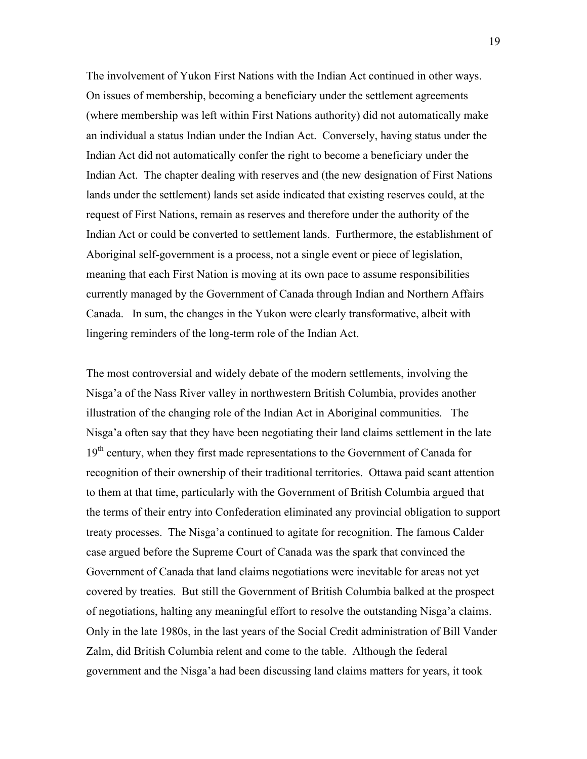The involvement of Yukon First Nations with the Indian Act continued in other ways. On issues of membership, becoming a beneficiary under the settlement agreements (where membership was left within First Nations authority) did not automatically make an individual a status Indian under the Indian Act. Conversely, having status under the Indian Act did not automatically confer the right to become a beneficiary under the Indian Act. The chapter dealing with reserves and (the new designation of First Nations lands under the settlement) lands set aside indicated that existing reserves could, at the request of First Nations, remain as reserves and therefore under the authority of the Indian Act or could be converted to settlement lands. Furthermore, the establishment of Aboriginal self-government is a process, not a single event or piece of legislation, meaning that each First Nation is moving at its own pace to assume responsibilities currently managed by the Government of Canada through Indian and Northern Affairs Canada. In sum, the changes in the Yukon were clearly transformative, albeit with lingering reminders of the long-term role of the Indian Act.

The most controversial and widely debate of the modern settlements, involving the Nisga'a of the Nass River valley in northwestern British Columbia, provides another illustration of the changing role of the Indian Act in Aboriginal communities. The Nisga'a often say that they have been negotiating their land claims settlement in the late 19th century, when they first made representations to the Government of Canada for recognition of their ownership of their traditional territories. Ottawa paid scant attention to them at that time, particularly with the Government of British Columbia argued that the terms of their entry into Confederation eliminated any provincial obligation to support treaty processes. The Nisga'a continued to agitate for recognition. The famous Calder case argued before the Supreme Court of Canada was the spark that convinced the Government of Canada that land claims negotiations were inevitable for areas not yet covered by treaties. But still the Government of British Columbia balked at the prospect of negotiations, halting any meaningful effort to resolve the outstanding Nisga'a claims. Only in the late 1980s, in the last years of the Social Credit administration of Bill Vander Zalm, did British Columbia relent and come to the table. Although the federal government and the Nisga'a had been discussing land claims matters for years, it took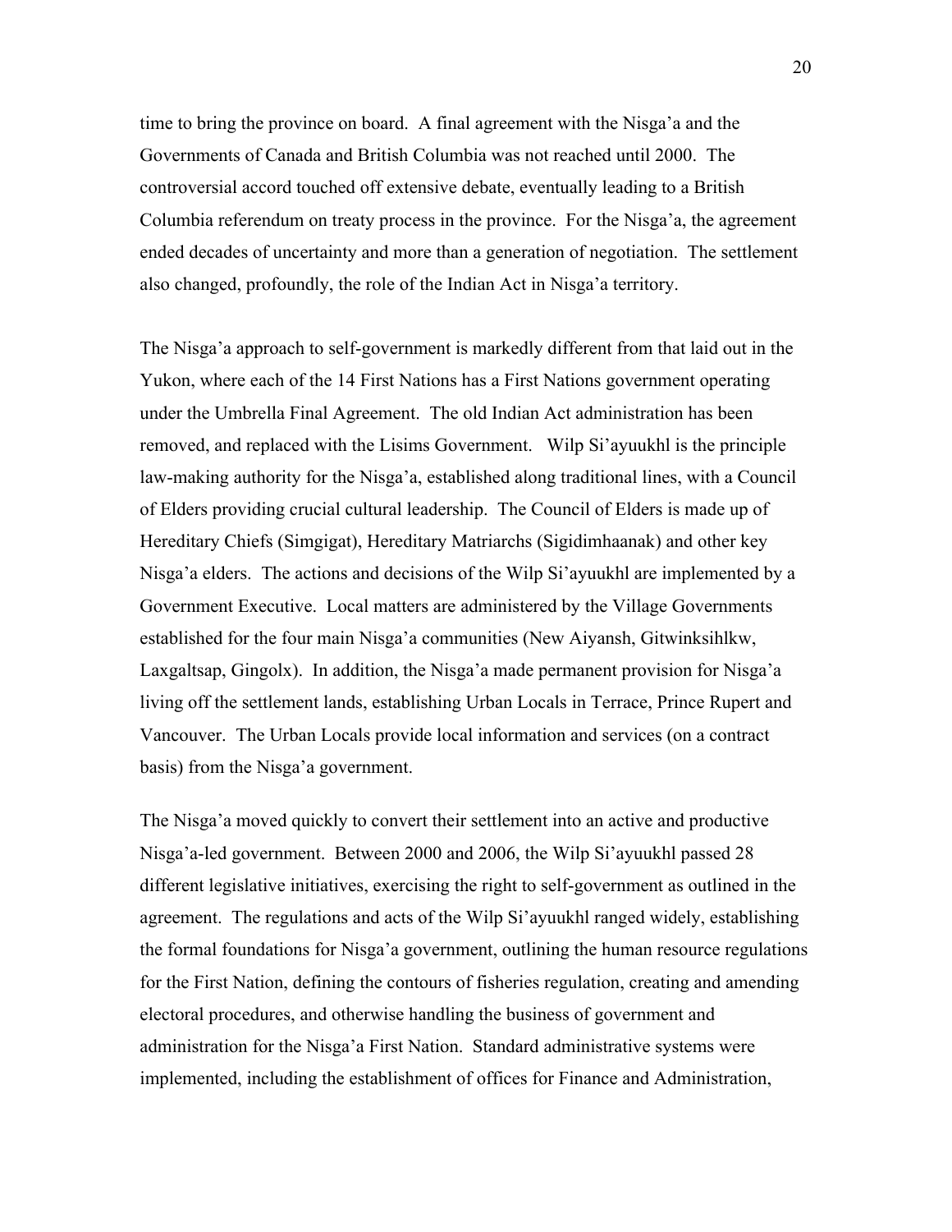time to bring the province on board. A final agreement with the Nisga'a and the Governments of Canada and British Columbia was not reached until 2000. The controversial accord touched off extensive debate, eventually leading to a British Columbia referendum on treaty process in the province. For the Nisga'a, the agreement ended decades of uncertainty and more than a generation of negotiation. The settlement also changed, profoundly, the role of the Indian Act in Nisga'a territory.

The Nisga'a approach to self-government is markedly different from that laid out in the Yukon, where each of the 14 First Nations has a First Nations government operating under the Umbrella Final Agreement. The old Indian Act administration has been removed, and replaced with the Lisims Government. Wilp Si'ayuukhl is the principle law-making authority for the Nisga'a, established along traditional lines, with a Council of Elders providing crucial cultural leadership. The Council of Elders is made up of Hereditary Chiefs (Simgigat), Hereditary Matriarchs (Sigidimhaanak) and other key Nisga'a elders. The actions and decisions of the Wilp Si'ayuukhl are implemented by a Government Executive. Local matters are administered by the Village Governments established for the four main Nisga'a communities (New Aiyansh, Gitwinksihlkw, Laxgaltsap, Gingolx). In addition, the Nisga'a made permanent provision for Nisga'a living off the settlement lands, establishing Urban Locals in Terrace, Prince Rupert and Vancouver. The Urban Locals provide local information and services (on a contract basis) from the Nisga'a government.

The Nisga'a moved quickly to convert their settlement into an active and productive Nisga'a-led government. Between 2000 and 2006, the Wilp Si'ayuukhl passed 28 different legislative initiatives, exercising the right to self-government as outlined in the agreement. The regulations and acts of the Wilp Si'ayuukhl ranged widely, establishing the formal foundations for Nisga'a government, outlining the human resource regulations for the First Nation, defining the contours of fisheries regulation, creating and amending electoral procedures, and otherwise handling the business of government and administration for the Nisga'a First Nation. Standard administrative systems were implemented, including the establishment of offices for Finance and Administration,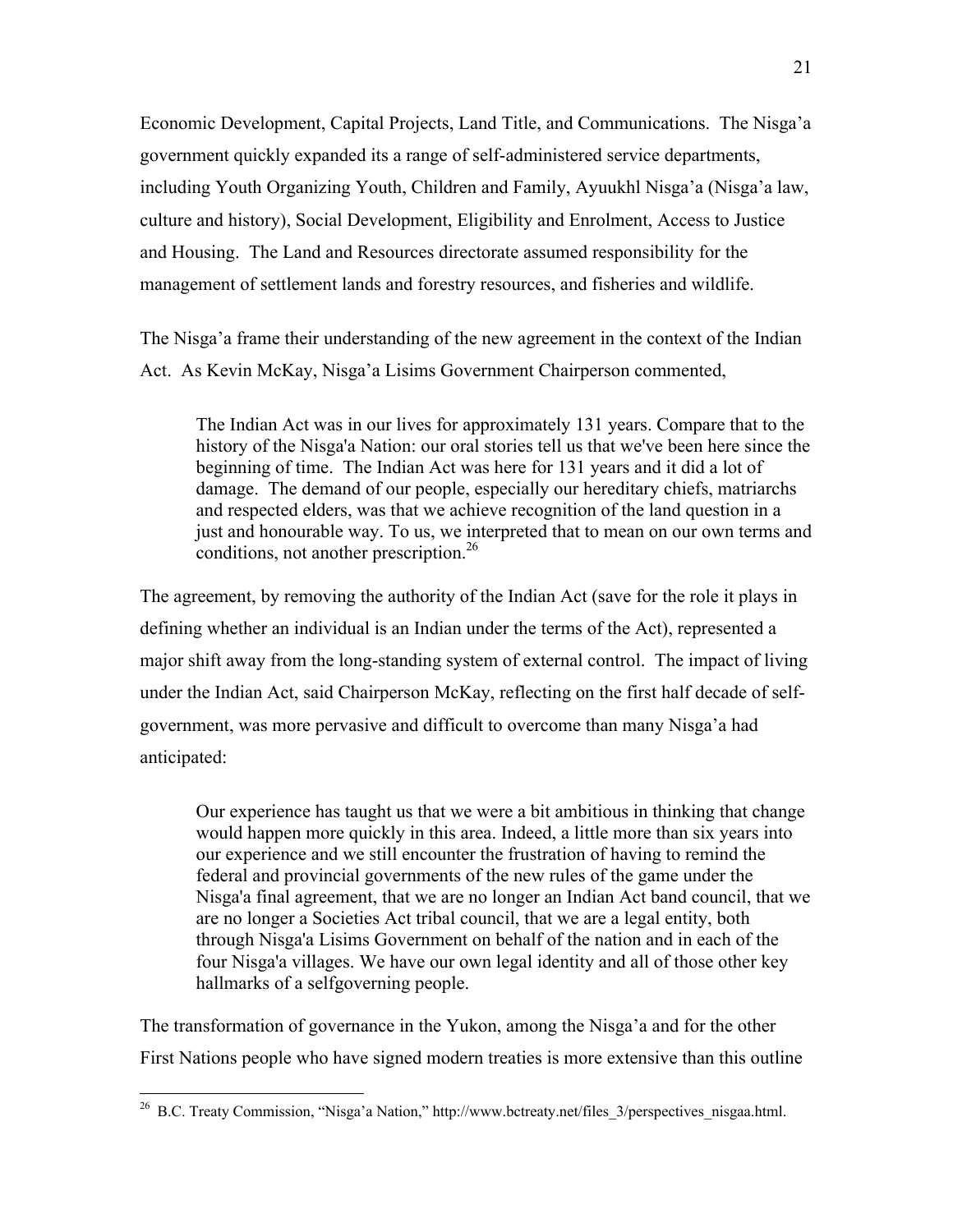Economic Development, Capital Projects, Land Title, and Communications. The Nisga'a government quickly expanded its a range of self-administered service departments, including Youth Organizing Youth, Children and Family, Ayuukhl Nisga'a (Nisga'a law, culture and history), Social Development, Eligibility and Enrolment, Access to Justice and Housing. The Land and Resources directorate assumed responsibility for the management of settlement lands and forestry resources, and fisheries and wildlife.

The Nisga'a frame their understanding of the new agreement in the context of the Indian Act. As Kevin McKay, Nisga'a Lisims Government Chairperson commented,

> The Indian Act was in our lives for approximately 131 years. Compare that to the history of the Nisga'a Nation: our oral stories tell us that we've been here since the beginning of time. The Indian Act was here for 131 years and it did a lot of damage. The demand of our people, especially our hereditary chiefs, matriarchs and respected elders, was that we achieve recognition of the land question in a just and honourable way. To us, we interpreted that to mean on our own terms and conditions, not another prescription.[26]

The agreement, by removing the authority of the Indian Act (save for the role it plays in defining whether an individual is an Indian under the terms of the Act), represented a major shift away from the long-standing system of external control. The impact of living under the Indian Act, said Chairperson McKay, reflecting on the first half decade of self-government, was more pervasive and difficult to overcome than many Nisga'a had anticipated:

> Our experience has taught us that we were a bit ambitious in thinking that change would happen more quickly in this area. Indeed, a little more than six years into our experience and we still encounter the frustration of having to remind the federal and provincial governments of the new rules of the game under the Nisga'a final agreement, that we are no longer an Indian Act band council, that we are no longer a Societies Act tribal council, that we are a legal entity, both through Nisga'a Lisims Government on behalf of the nation and in each of the four Nisga'a villages. We have our own legal identity and all of those other key hallmarks of a selfgoverning people.

The transformation of governance in the Yukon, among the Nisga'a and for the other First Nations people who have signed modern treaties is more extensive than this outline

---

[26] B.C. Treaty Commission, "Nisga'a Nation," http://www.bctreaty.net/files_3/perspectives_nisgaa.html.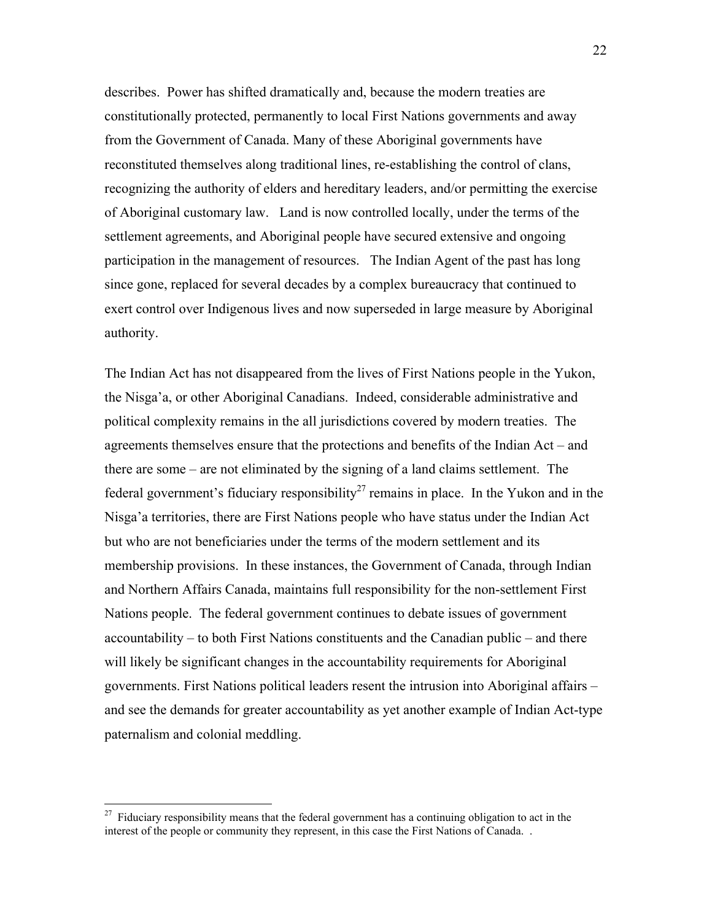describes. Power has shifted dramatically and, because the modern treaties are constitutionally protected, permanently to local First Nations governments and away from the Government of Canada. Many of these Aboriginal governments have reconstituted themselves along traditional lines, re-establishing the control of clans, recognizing the authority of elders and hereditary leaders, and/or permitting the exercise of Aboriginal customary law. Land is now controlled locally, under the terms of the settlement agreements, and Aboriginal people have secured extensive and ongoing participation in the management of resources. The Indian Agent of the past has long since gone, replaced for several decades by a complex bureaucracy that continued to exert control over Indigenous lives and now superseded in large measure by Aboriginal authority.

The Indian Act has not disappeared from the lives of First Nations people in the Yukon, the Nisga'a, or other Aboriginal Canadians. Indeed, considerable administrative and political complexity remains in the all jurisdictions covered by modern treaties. The agreements themselves ensure that the protections and benefits of the Indian Act – and there are some – are not eliminated by the signing of a land claims settlement. The federal government's fiduciary responsibility[27] remains in place. In the Yukon and in the Nisga'a territories, there are First Nations people who have status under the Indian Act but who are not beneficiaries under the terms of the modern settlement and its membership provisions. In these instances, the Government of Canada, through Indian and Northern Affairs Canada, maintains full responsibility for the non-settlement First Nations people. The federal government continues to debate issues of government accountability – to both First Nations constituents and the Canadian public – and there will likely be significant changes in the accountability requirements for Aboriginal governments. First Nations political leaders resent the intrusion into Aboriginal affairs – and see the demands for greater accountability as yet another example of Indian Act-type paternalism and colonial meddling.

[27] Fiduciary responsibility means that the federal government has a continuing obligation to act in the interest of the people or community they represent, in this case the First Nations of Canada. .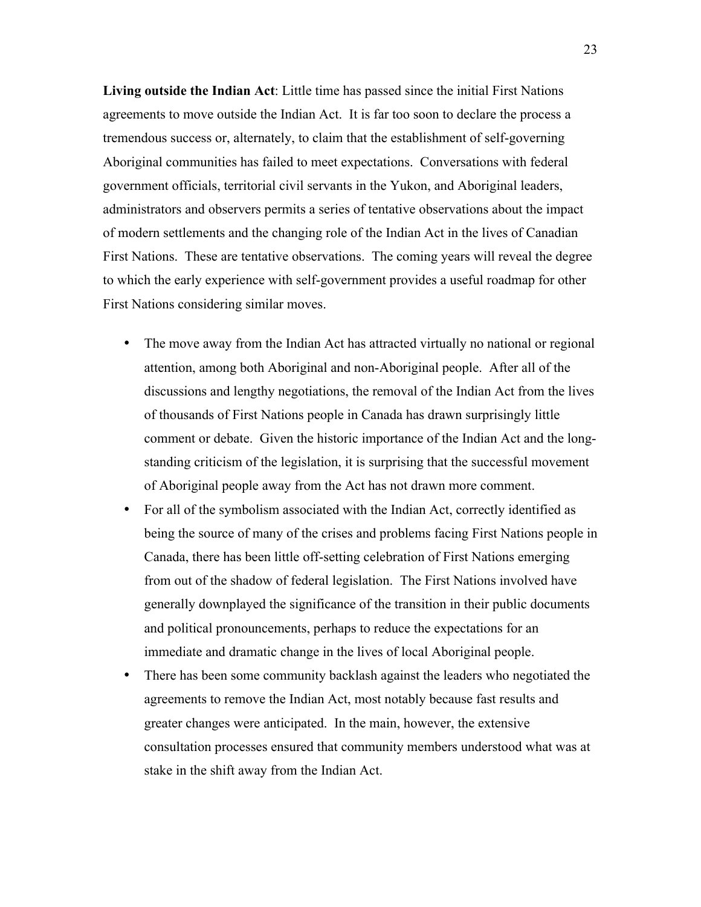**Living outside the Indian Act**: Little time has passed since the initial First Nations agreements to move outside the Indian Act. It is far too soon to declare the process a tremendous success or, alternately, to claim that the establishment of self-governing Aboriginal communities has failed to meet expectations. Conversations with federal government officials, territorial civil servants in the Yukon, and Aboriginal leaders, administrators and observers permits a series of tentative observations about the impact of modern settlements and the changing role of the Indian Act in the lives of Canadian First Nations. These are tentative observations. The coming years will reveal the degree to which the early experience with self-government provides a useful roadmap for other First Nations considering similar moves.

- The move away from the Indian Act has attracted virtually no national or regional attention, among both Aboriginal and non-Aboriginal people. After all of the discussions and lengthy negotiations, the removal of the Indian Act from the lives of thousands of First Nations people in Canada has drawn surprisingly little comment or debate. Given the historic importance of the Indian Act and the long-standing criticism of the legislation, it is surprising that the successful movement of Aboriginal people away from the Act has not drawn more comment.
- For all of the symbolism associated with the Indian Act, correctly identified as being the source of many of the crises and problems facing First Nations people in Canada, there has been little off-setting celebration of First Nations emerging from out of the shadow of federal legislation. The First Nations involved have generally downplayed the significance of the transition in their public documents and political pronouncements, perhaps to reduce the expectations for an immediate and dramatic change in the lives of local Aboriginal people.
- There has been some community backlash against the leaders who negotiated the agreements to remove the Indian Act, most notably because fast results and greater changes were anticipated. In the main, however, the extensive consultation processes ensured that community members understood what was at stake in the shift away from the Indian Act.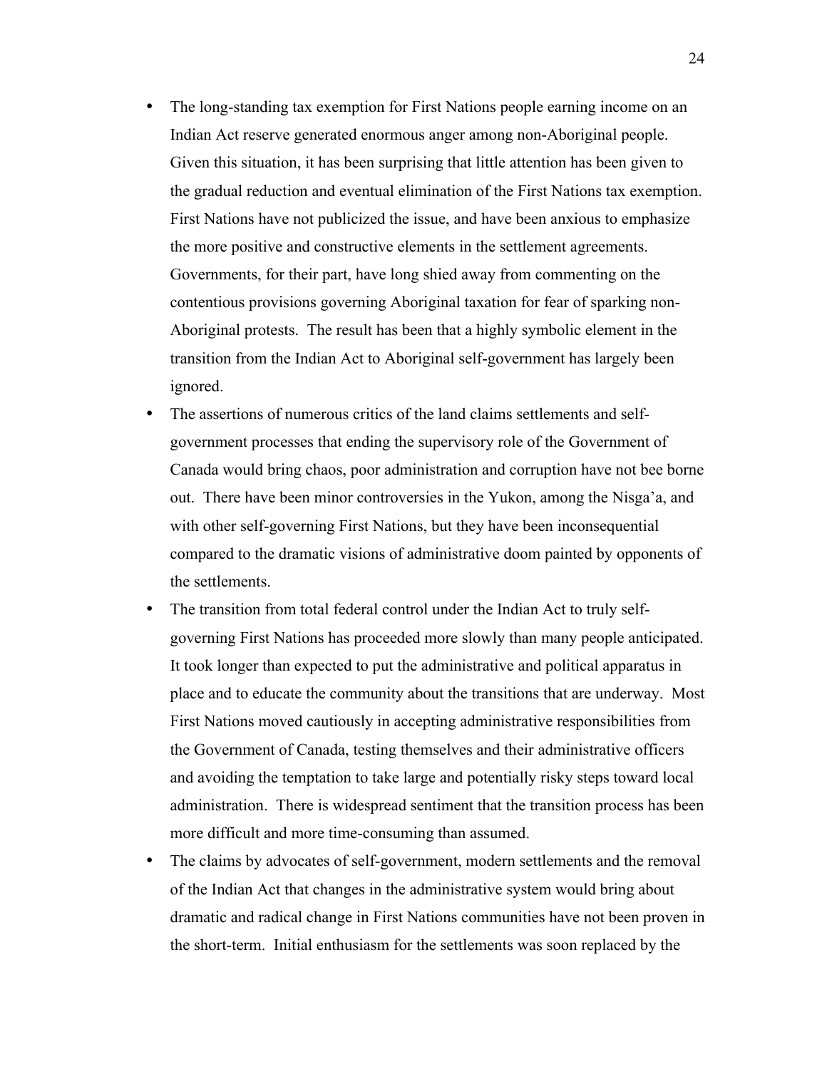- The long-standing tax exemption for First Nations people earning income on an Indian Act reserve generated enormous anger among non-Aboriginal people. Given this situation, it has been surprising that little attention has been given to the gradual reduction and eventual elimination of the First Nations tax exemption. First Nations have not publicized the issue, and have been anxious to emphasize the more positive and constructive elements in the settlement agreements. Governments, for their part, have long shied away from commenting on the contentious provisions governing Aboriginal taxation for fear of sparking non-Aboriginal protests. The result has been that a highly symbolic element in the transition from the Indian Act to Aboriginal self-government has largely been ignored.
- The assertions of numerous critics of the land claims settlements and self-government processes that ending the supervisory role of the Government of Canada would bring chaos, poor administration and corruption have not bee borne out. There have been minor controversies in the Yukon, among the Nisga'a, and with other self-governing First Nations, but they have been inconsequential compared to the dramatic visions of administrative doom painted by opponents of the settlements.
- The transition from total federal control under the Indian Act to truly self-governing First Nations has proceeded more slowly than many people anticipated. It took longer than expected to put the administrative and political apparatus in place and to educate the community about the transitions that are underway. Most First Nations moved cautiously in accepting administrative responsibilities from the Government of Canada, testing themselves and their administrative officers and avoiding the temptation to take large and potentially risky steps toward local administration. There is widespread sentiment that the transition process has been more difficult and more time-consuming than assumed.
- The claims by advocates of self-government, modern settlements and the removal of the Indian Act that changes in the administrative system would bring about dramatic and radical change in First Nations communities have not been proven in the short-term. Initial enthusiasm for the settlements was soon replaced by the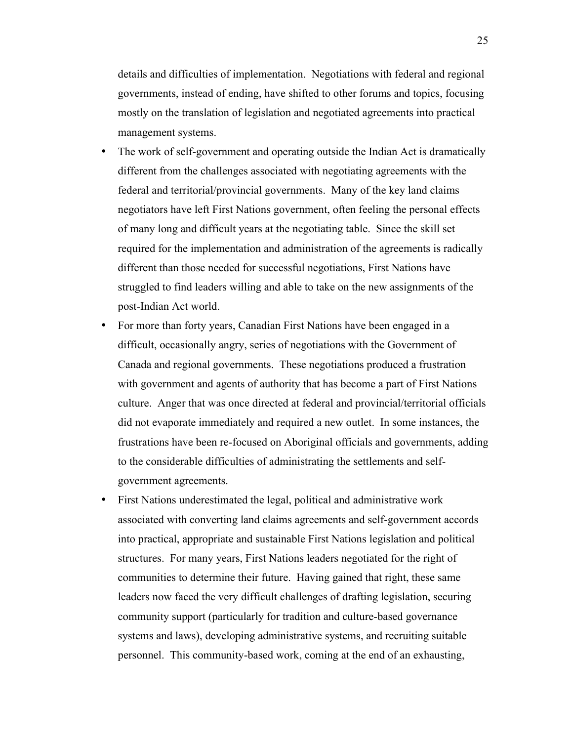details and difficulties of implementation. Negotiations with federal and regional governments, instead of ending, have shifted to other forums and topics, focusing mostly on the translation of legislation and negotiated agreements into practical management systems.

- The work of self-government and operating outside the Indian Act is dramatically different from the challenges associated with negotiating agreements with the federal and territorial/provincial governments. Many of the key land claims negotiators have left First Nations government, often feeling the personal effects of many long and difficult years at the negotiating table. Since the skill set required for the implementation and administration of the agreements is radically different than those needed for successful negotiations, First Nations have struggled to find leaders willing and able to take on the new assignments of the post-Indian Act world.
- For more than forty years, Canadian First Nations have been engaged in a difficult, occasionally angry, series of negotiations with the Government of Canada and regional governments. These negotiations produced a frustration with government and agents of authority that has become a part of First Nations culture. Anger that was once directed at federal and provincial/territorial officials did not evaporate immediately and required a new outlet. In some instances, the frustrations have been re-focused on Aboriginal officials and governments, adding to the considerable difficulties of administrating the settlements and self-government agreements.
- First Nations underestimated the legal, political and administrative work associated with converting land claims agreements and self-government accords into practical, appropriate and sustainable First Nations legislation and political structures. For many years, First Nations leaders negotiated for the right of communities to determine their future. Having gained that right, these same leaders now faced the very difficult challenges of drafting legislation, securing community support (particularly for tradition and culture-based governance systems and laws), developing administrative systems, and recruiting suitable personnel. This community-based work, coming at the end of an exhausting,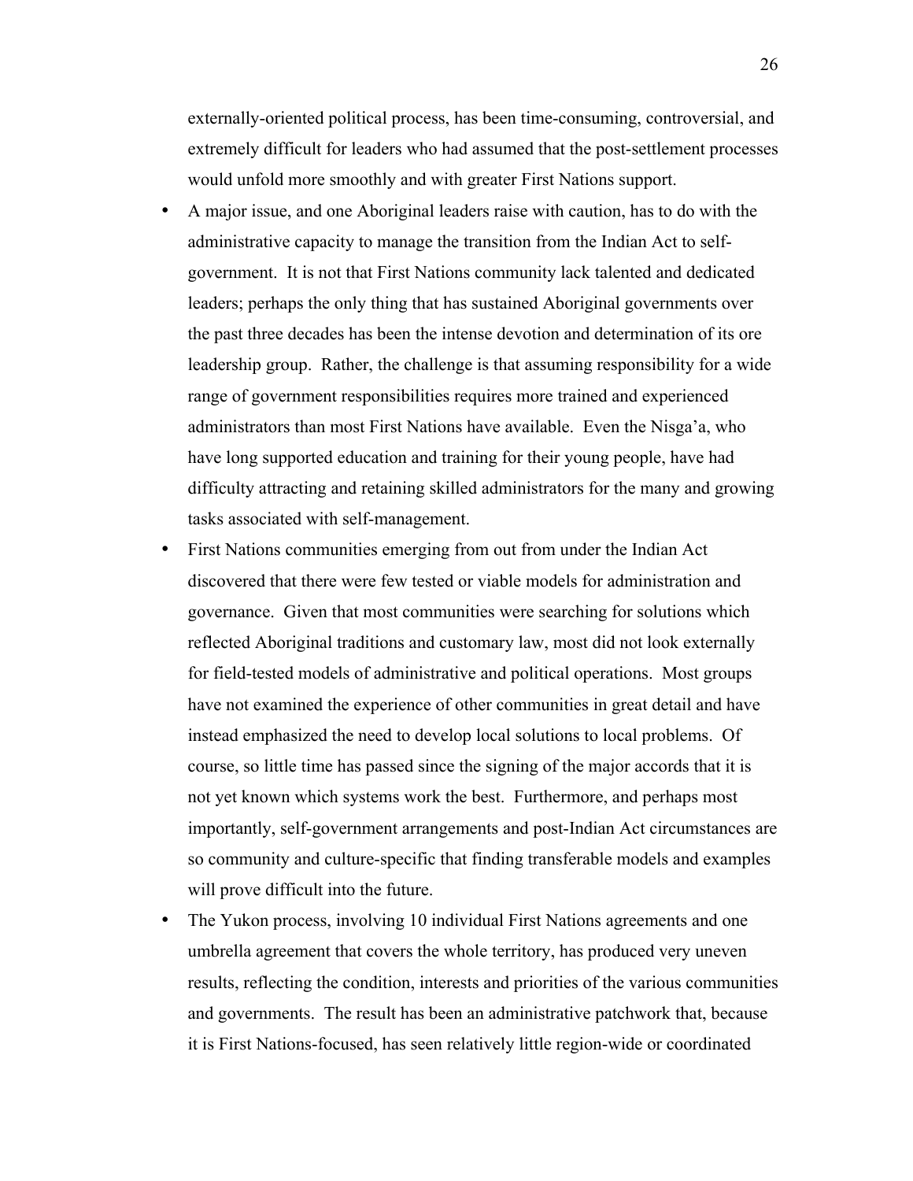externally-oriented political process, has been time-consuming, controversial, and extremely difficult for leaders who had assumed that the post-settlement processes would unfold more smoothly and with greater First Nations support.

- A major issue, and one Aboriginal leaders raise with caution, has to do with the administrative capacity to manage the transition from the Indian Act to self-government. It is not that First Nations community lack talented and dedicated leaders; perhaps the only thing that has sustained Aboriginal governments over the past three decades has been the intense devotion and determination of its ore leadership group. Rather, the challenge is that assuming responsibility for a wide range of government responsibilities requires more trained and experienced administrators than most First Nations have available. Even the Nisga'a, who have long supported education and training for their young people, have had difficulty attracting and retaining skilled administrators for the many and growing tasks associated with self-management.
- First Nations communities emerging from out from under the Indian Act discovered that there were few tested or viable models for administration and governance. Given that most communities were searching for solutions which reflected Aboriginal traditions and customary law, most did not look externally for field-tested models of administrative and political operations. Most groups have not examined the experience of other communities in great detail and have instead emphasized the need to develop local solutions to local problems. Of course, so little time has passed since the signing of the major accords that it is not yet known which systems work the best. Furthermore, and perhaps most importantly, self-government arrangements and post-Indian Act circumstances are so community and culture-specific that finding transferable models and examples will prove difficult into the future.
- The Yukon process, involving 10 individual First Nations agreements and one umbrella agreement that covers the whole territory, has produced very uneven results, reflecting the condition, interests and priorities of the various communities and governments. The result has been an administrative patchwork that, because it is First Nations-focused, has seen relatively little region-wide or coordinated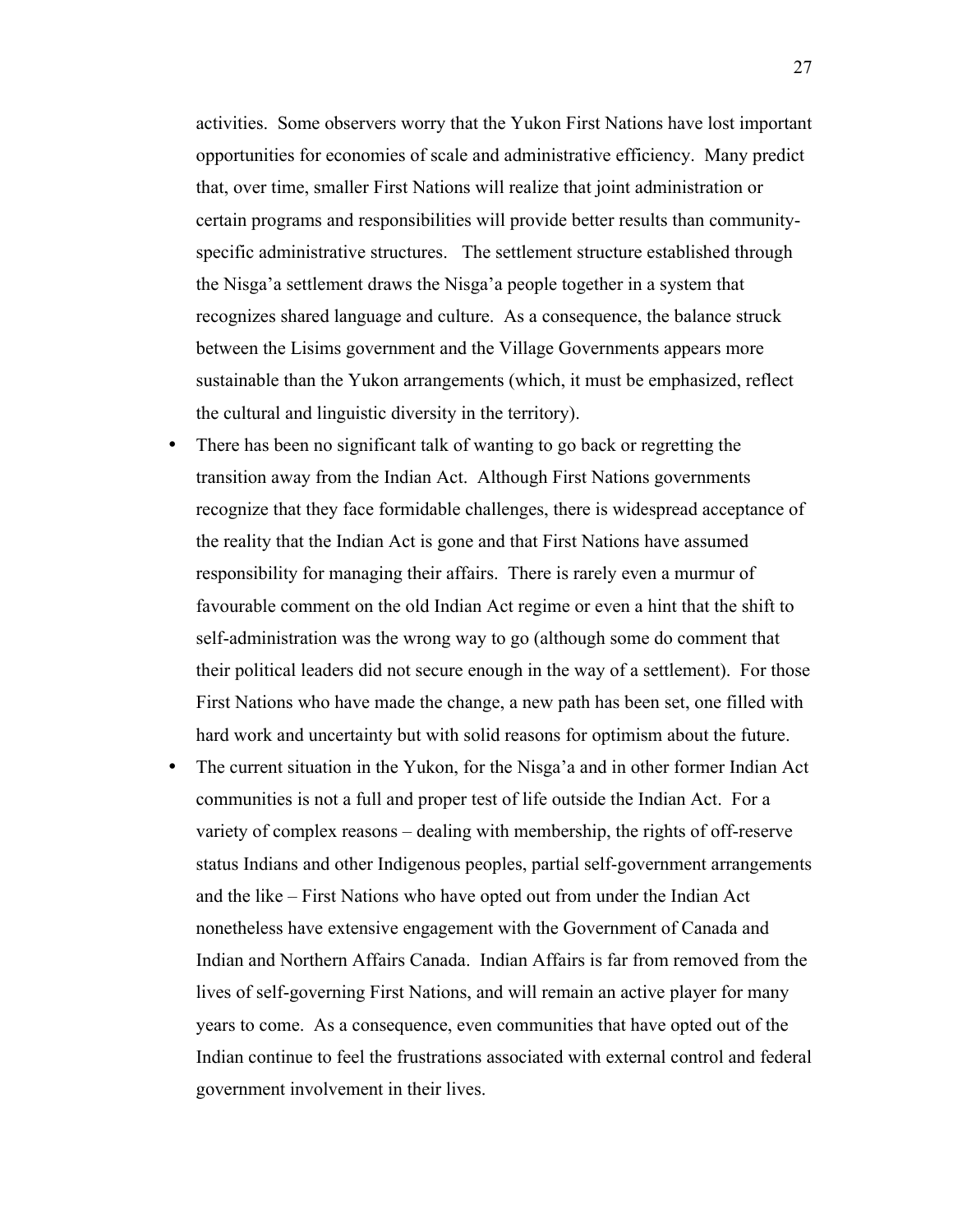activities. Some observers worry that the Yukon First Nations have lost important opportunities for economies of scale and administrative efficiency. Many predict that, over time, smaller First Nations will realize that joint administration or certain programs and responsibilities will provide better results than community-specific administrative structures. The settlement structure established through the Nisga'a settlement draws the Nisga'a people together in a system that recognizes shared language and culture. As a consequence, the balance struck between the Lisims government and the Village Governments appears more sustainable than the Yukon arrangements (which, it must be emphasized, reflect the cultural and linguistic diversity in the territory).

- There has been no significant talk of wanting to go back or regretting the transition away from the Indian Act. Although First Nations governments recognize that they face formidable challenges, there is widespread acceptance of the reality that the Indian Act is gone and that First Nations have assumed responsibility for managing their affairs. There is rarely even a murmur of favourable comment on the old Indian Act regime or even a hint that the shift to self-administration was the wrong way to go (although some do comment that their political leaders did not secure enough in the way of a settlement). For those First Nations who have made the change, a new path has been set, one filled with hard work and uncertainty but with solid reasons for optimism about the future.
- The current situation in the Yukon, for the Nisga'a and in other former Indian Act communities is not a full and proper test of life outside the Indian Act. For a variety of complex reasons – dealing with membership, the rights of off-reserve status Indians and other Indigenous peoples, partial self-government arrangements and the like – First Nations who have opted out from under the Indian Act nonetheless have extensive engagement with the Government of Canada and Indian and Northern Affairs Canada. Indian Affairs is far from removed from the lives of self-governing First Nations, and will remain an active player for many years to come. As a consequence, even communities that have opted out of the Indian continue to feel the frustrations associated with external control and federal government involvement in their lives.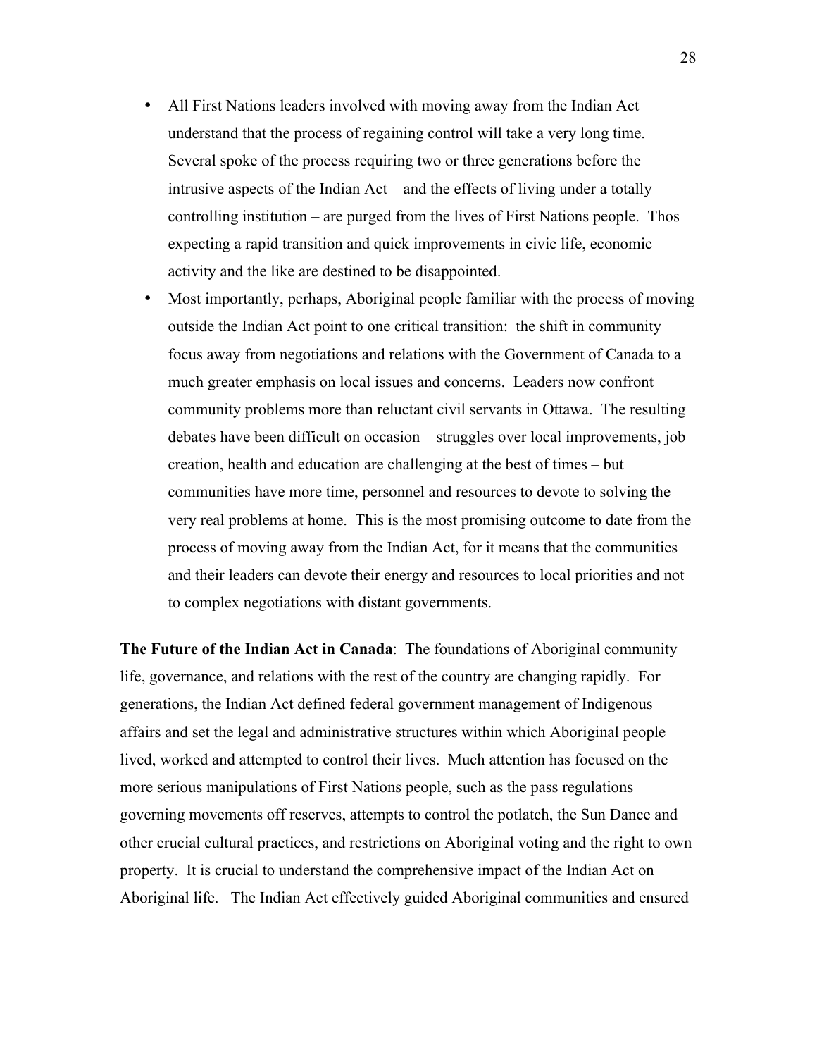- All First Nations leaders involved with moving away from the Indian Act understand that the process of regaining control will take a very long time. Several spoke of the process requiring two or three generations before the intrusive aspects of the Indian Act – and the effects of living under a totally controlling institution – are purged from the lives of First Nations people. Thos expecting a rapid transition and quick improvements in civic life, economic activity and the like are destined to be disappointed.
- Most importantly, perhaps, Aboriginal people familiar with the process of moving outside the Indian Act point to one critical transition: the shift in community focus away from negotiations and relations with the Government of Canada to a much greater emphasis on local issues and concerns. Leaders now confront community problems more than reluctant civil servants in Ottawa. The resulting debates have been difficult on occasion – struggles over local improvements, job creation, health and education are challenging at the best of times – but communities have more time, personnel and resources to devote to solving the very real problems at home. This is the most promising outcome to date from the process of moving away from the Indian Act, for it means that the communities and their leaders can devote their energy and resources to local priorities and not to complex negotiations with distant governments.

**The Future of the Indian Act in Canada**: The foundations of Aboriginal community life, governance, and relations with the rest of the country are changing rapidly. For generations, the Indian Act defined federal government management of Indigenous affairs and set the legal and administrative structures within which Aboriginal people lived, worked and attempted to control their lives. Much attention has focused on the more serious manipulations of First Nations people, such as the pass regulations governing movements off reserves, attempts to control the potlatch, the Sun Dance and other crucial cultural practices, and restrictions on Aboriginal voting and the right to own property. It is crucial to understand the comprehensive impact of the Indian Act on Aboriginal life. The Indian Act effectively guided Aboriginal communities and ensured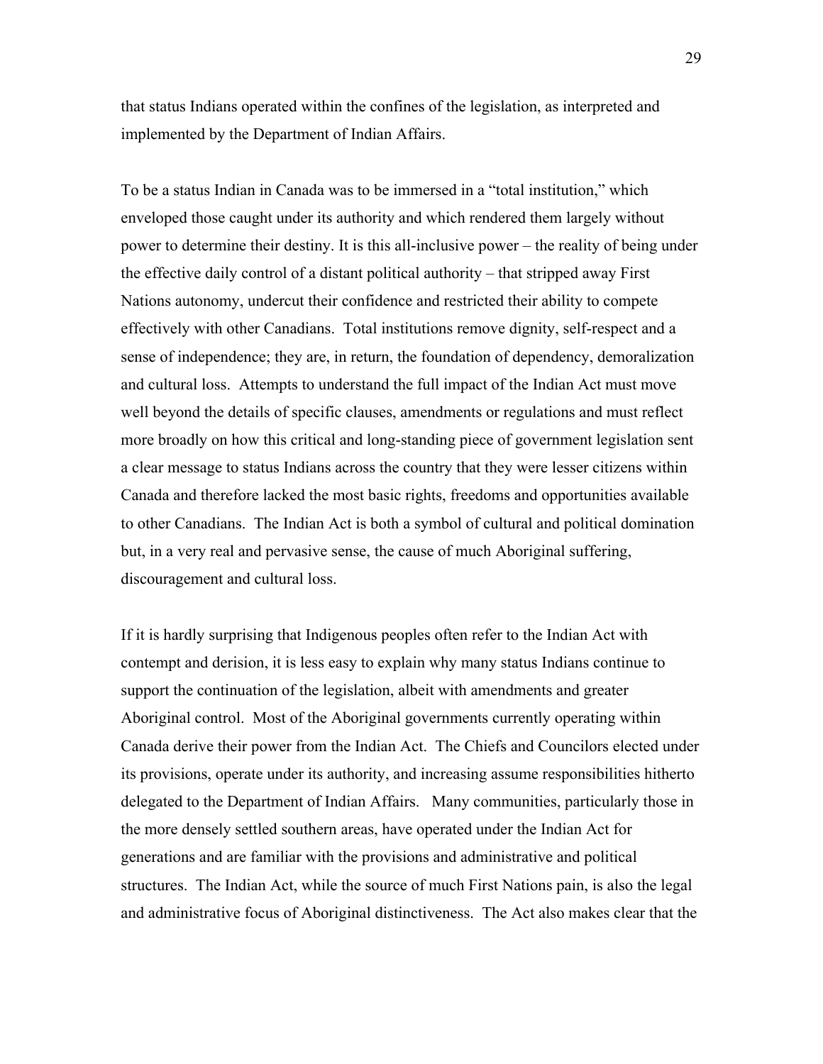that status Indians operated within the confines of the legislation, as interpreted and implemented by the Department of Indian Affairs.

To be a status Indian in Canada was to be immersed in a "total institution," which enveloped those caught under its authority and which rendered them largely without power to determine their destiny. It is this all-inclusive power – the reality of being under the effective daily control of a distant political authority – that stripped away First Nations autonomy, undercut their confidence and restricted their ability to compete effectively with other Canadians. Total institutions remove dignity, self-respect and a sense of independence; they are, in return, the foundation of dependency, demoralization and cultural loss. Attempts to understand the full impact of the Indian Act must move well beyond the details of specific clauses, amendments or regulations and must reflect more broadly on how this critical and long-standing piece of government legislation sent a clear message to status Indians across the country that they were lesser citizens within Canada and therefore lacked the most basic rights, freedoms and opportunities available to other Canadians. The Indian Act is both a symbol of cultural and political domination but, in a very real and pervasive sense, the cause of much Aboriginal suffering, discouragement and cultural loss.

If it is hardly surprising that Indigenous peoples often refer to the Indian Act with contempt and derision, it is less easy to explain why many status Indians continue to support the continuation of the legislation, albeit with amendments and greater Aboriginal control. Most of the Aboriginal governments currently operating within Canada derive their power from the Indian Act. The Chiefs and Councilors elected under its provisions, operate under its authority, and increasing assume responsibilities hitherto delegated to the Department of Indian Affairs. Many communities, particularly those in the more densely settled southern areas, have operated under the Indian Act for generations and are familiar with the provisions and administrative and political structures. The Indian Act, while the source of much First Nations pain, is also the legal and administrative focus of Aboriginal distinctiveness. The Act also makes clear that the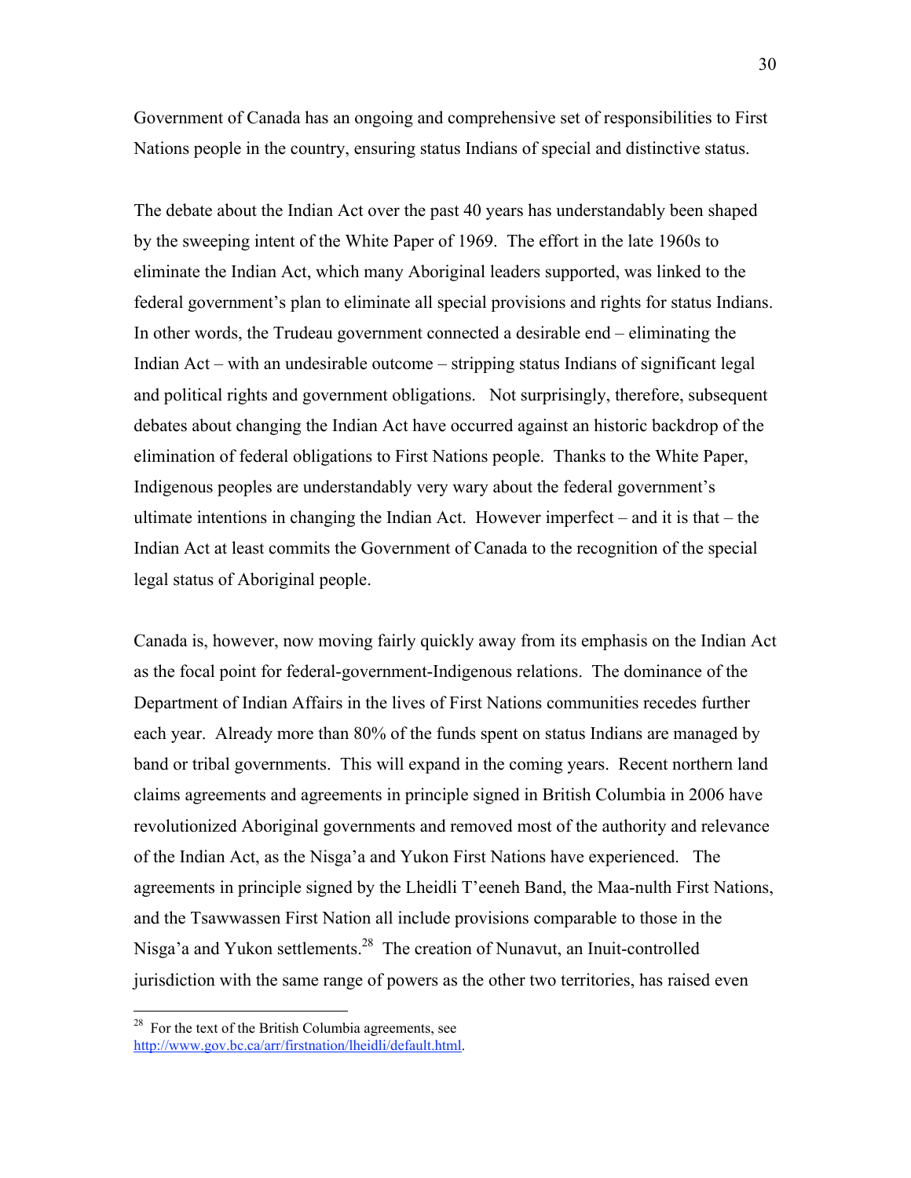Government of Canada has an ongoing and comprehensive set of responsibilities to First Nations people in the country, ensuring status Indians of special and distinctive status.

The debate about the Indian Act over the past 40 years has understandably been shaped by the sweeping intent of the White Paper of 1969. The effort in the late 1960s to eliminate the Indian Act, which many Aboriginal leaders supported, was linked to the federal government's plan to eliminate all special provisions and rights for status Indians. In other words, the Trudeau government connected a desirable end – eliminating the Indian Act – with an undesirable outcome – stripping status Indians of significant legal and political rights and government obligations. Not surprisingly, therefore, subsequent debates about changing the Indian Act have occurred against an historic backdrop of the elimination of federal obligations to First Nations people. Thanks to the White Paper, Indigenous peoples are understandably very wary about the federal government's ultimate intentions in changing the Indian Act. However imperfect – and it is that – the Indian Act at least commits the Government of Canada to the recognition of the special legal status of Aboriginal people.

Canada is, however, now moving fairly quickly away from its emphasis on the Indian Act as the focal point for federal-government-Indigenous relations. The dominance of the Department of Indian Affairs in the lives of First Nations communities recedes further each year. Already more than 80% of the funds spent on status Indians are managed by band or tribal governments. This will expand in the coming years. Recent northern land claims agreements and agreements in principle signed in British Columbia in 2006 have revolutionized Aboriginal governments and removed most of the authority and relevance of the Indian Act, as the Nisga'a and Yukon First Nations have experienced. The agreements in principle signed by the Lheidli T'eeneh Band, the Maa-nulth First Nations, and the Tsawwassen First Nation all include provisions comparable to those in the Nisga'a and Yukon settlements.[28] The creation of Nunavut, an Inuit-controlled jurisdiction with the same range of powers as the other two territories, has raised even

[28] For the text of the British Columbia agreements, see http://www.gov.bc.ca/arr/firstnation/lheidli/default.html.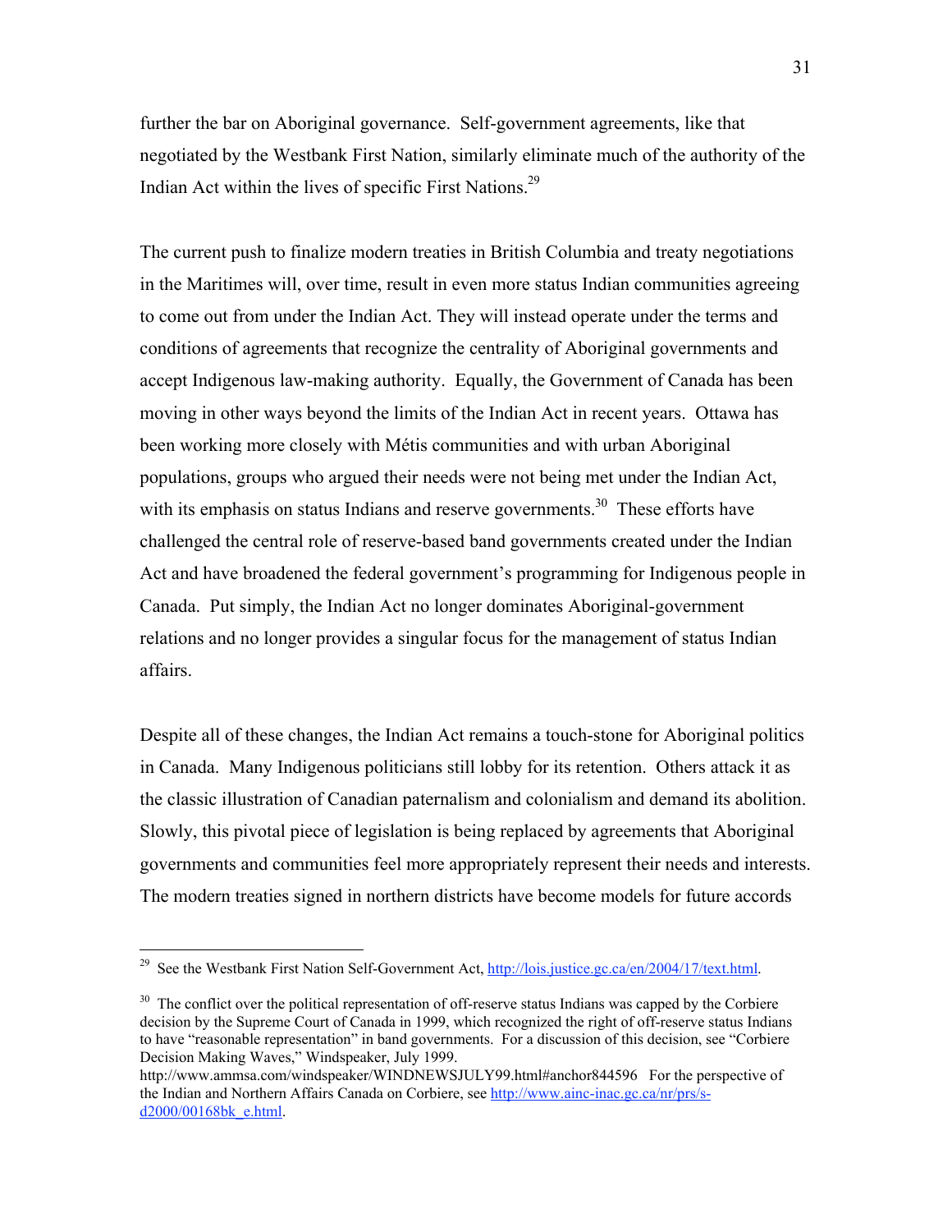further the bar on Aboriginal governance. Self-government agreements, like that negotiated by the Westbank First Nation, similarly eliminate much of the authority of the Indian Act within the lives of specific First Nations.[29]

The current push to finalize modern treaties in British Columbia and treaty negotiations in the Maritimes will, over time, result in even more status Indian communities agreeing to come out from under the Indian Act. They will instead operate under the terms and conditions of agreements that recognize the centrality of Aboriginal governments and accept Indigenous law-making authority. Equally, the Government of Canada has been moving in other ways beyond the limits of the Indian Act in recent years. Ottawa has been working more closely with Métis communities and with urban Aboriginal populations, groups who argued their needs were not being met under the Indian Act, with its emphasis on status Indians and reserve governments.[30] These efforts have challenged the central role of reserve-based band governments created under the Indian Act and have broadened the federal government's programming for Indigenous people in Canada. Put simply, the Indian Act no longer dominates Aboriginal-government relations and no longer provides a singular focus for the management of status Indian affairs.

Despite all of these changes, the Indian Act remains a touch-stone for Aboriginal politics in Canada. Many Indigenous politicians still lobby for its retention. Others attack it as the classic illustration of Canadian paternalism and colonialism and demand its abolition. Slowly, this pivotal piece of legislation is being replaced by agreements that Aboriginal governments and communities feel more appropriately represent their needs and interests. The modern treaties signed in northern districts have become models for future accords

---

[29] See the Westbank First Nation Self-Government Act, http://lois.justice.gc.ca/en/2004/17/text.html.

[30] The conflict over the political representation of off-reserve status Indians was capped by the Corbiere decision by the Supreme Court of Canada in 1999, which recognized the right of off-reserve status Indians to have "reasonable representation" in band governments. For a discussion of this decision, see "Corbiere Decision Making Waves," Windspeaker, July 1999. http://www.ammsa.com/windspeaker/WINDNEWSJULY99.html#anchor844596 For the perspective of the Indian and Northern Affairs Canada on Corbiere, see http://www.ainc-inac.gc.ca/nr/prs/s-d2000/00168bk_e.html.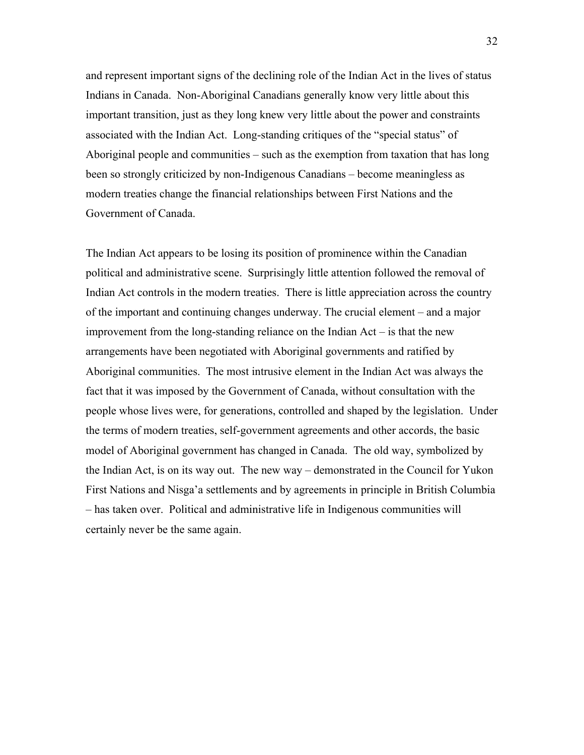and represent important signs of the declining role of the Indian Act in the lives of status Indians in Canada. Non-Aboriginal Canadians generally know very little about this important transition, just as they long knew very little about the power and constraints associated with the Indian Act. Long-standing critiques of the "special status" of Aboriginal people and communities – such as the exemption from taxation that has long been so strongly criticized by non-Indigenous Canadians – become meaningless as modern treaties change the financial relationships between First Nations and the Government of Canada.

The Indian Act appears to be losing its position of prominence within the Canadian political and administrative scene. Surprisingly little attention followed the removal of Indian Act controls in the modern treaties. There is little appreciation across the country of the important and continuing changes underway. The crucial element – and a major improvement from the long-standing reliance on the Indian Act – is that the new arrangements have been negotiated with Aboriginal governments and ratified by Aboriginal communities. The most intrusive element in the Indian Act was always the fact that it was imposed by the Government of Canada, without consultation with the people whose lives were, for generations, controlled and shaped by the legislation. Under the terms of modern treaties, self-government agreements and other accords, the basic model of Aboriginal government has changed in Canada. The old way, symbolized by the Indian Act, is on its way out. The new way – demonstrated in the Council for Yukon First Nations and Nisga'a settlements and by agreements in principle in British Columbia – has taken over. Political and administrative life in Indigenous communities will certainly never be the same again.